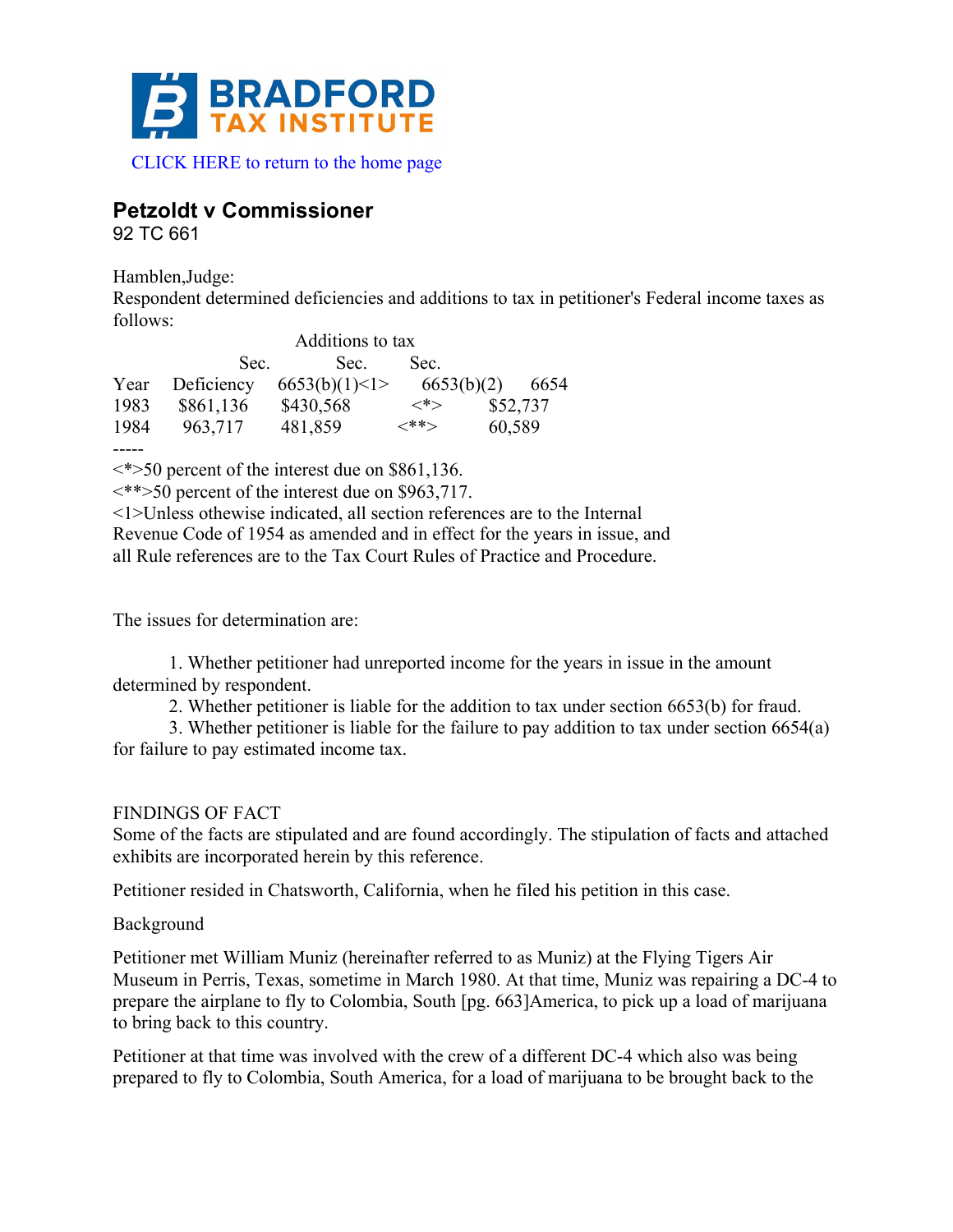BRADFORD TAX INSTITUTE

CLICK HERE to return to the home page

## Petzoldt v Commissioner

92 TC 661

Hamblen,Judge:

Respondent determined deficiencies and additions to tax in petitioner's Federal income taxes as follows:

| | | Additions to tax | | |
|---|---|---|---|---|
| | | Sec. | Sec. | Sec. |
| Year | Deficiency | 6653(b)(1)<1> | 6653(b)(2) | 6654 |
| 1983 | $861,136 | $430,568 | <*> | $52,737 |
| 1984 | 963,717 | 481,859 | <**> | 60,589 |

-----

<*>50 percent of the interest due on $861,136.

<**>50 percent of the interest due on $963,717.

<1>Unless othewise indicated, all section references are to the Internal Revenue Code of 1954 as amended and in effect for the years in issue, and all Rule references are to the Tax Court Rules of Practice and Procedure.

The issues for determination are:

1. Whether petitioner had unreported income for the years in issue in the amount determined by respondent.

2. Whether petitioner is liable for the addition to tax under section 6653(b) for fraud.

3. Whether petitioner is liable for the failure to pay addition to tax under section 6654(a) for failure to pay estimated income tax.

FINDINGS OF FACT

Some of the facts are stipulated and are found accordingly. The stipulation of facts and attached exhibits are incorporated herein by this reference.

Petitioner resided in Chatsworth, California, when he filed his petition in this case.

Background

Petitioner met William Muniz (hereinafter referred to as Muniz) at the Flying Tigers Air Museum in Perris, Texas, sometime in March 1980. At that time, Muniz was repairing a DC-4 to prepare the airplane to fly to Colombia, South [pg. 663]America, to pick up a load of marijuana to bring back to this country.

Petitioner at that time was involved with the crew of a different DC-4 which also was being prepared to fly to Colombia, South America, for a load of marijuana to be brought back to the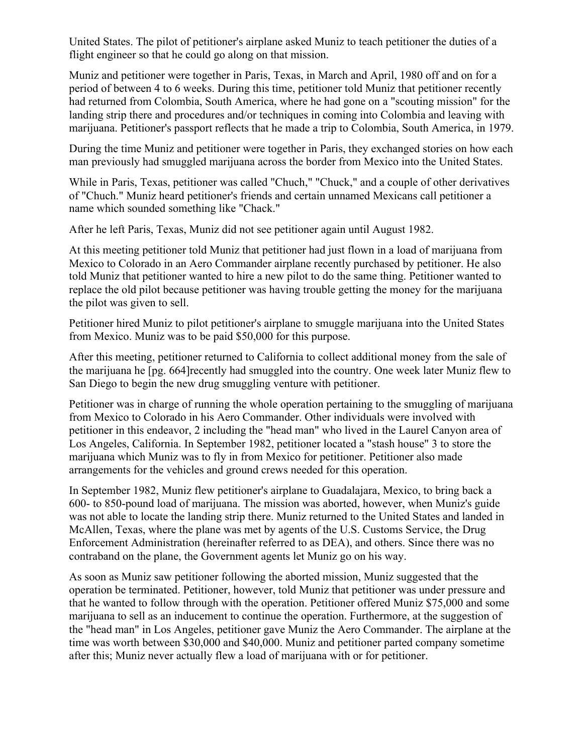United States. The pilot of petitioner's airplane asked Muniz to teach petitioner the duties of a flight engineer so that he could go along on that mission.

Muniz and petitioner were together in Paris, Texas, in March and April, 1980 off and on for a period of between 4 to 6 weeks. During this time, petitioner told Muniz that petitioner recently had returned from Colombia, South America, where he had gone on a "scouting mission" for the landing strip there and procedures and/or techniques in coming into Colombia and leaving with marijuana. Petitioner's passport reflects that he made a trip to Colombia, South America, in 1979.

During the time Muniz and petitioner were together in Paris, they exchanged stories on how each man previously had smuggled marijuana across the border from Mexico into the United States.

While in Paris, Texas, petitioner was called "Chuch," "Chuck," and a couple of other derivatives of "Chuch." Muniz heard petitioner's friends and certain unnamed Mexicans call petitioner a name which sounded something like "Chack."

After he left Paris, Texas, Muniz did not see petitioner again until August 1982.

At this meeting petitioner told Muniz that petitioner had just flown in a load of marijuana from Mexico to Colorado in an Aero Commander airplane recently purchased by petitioner. He also told Muniz that petitioner wanted to hire a new pilot to do the same thing. Petitioner wanted to replace the old pilot because petitioner was having trouble getting the money for the marijuana the pilot was given to sell.

Petitioner hired Muniz to pilot petitioner's airplane to smuggle marijuana into the United States from Mexico. Muniz was to be paid $50,000 for this purpose.

After this meeting, petitioner returned to California to collect additional money from the sale of the marijuana he [pg. 664]recently had smuggled into the country. One week later Muniz flew to San Diego to begin the new drug smuggling venture with petitioner.

Petitioner was in charge of running the whole operation pertaining to the smuggling of marijuana from Mexico to Colorado in his Aero Commander. Other individuals were involved with petitioner in this endeavor, 2 including the "head man" who lived in the Laurel Canyon area of Los Angeles, California. In September 1982, petitioner located a "stash house" 3 to store the marijuana which Muniz was to fly in from Mexico for petitioner. Petitioner also made arrangements for the vehicles and ground crews needed for this operation.

In September 1982, Muniz flew petitioner's airplane to Guadalajara, Mexico, to bring back a 600- to 850-pound load of marijuana. The mission was aborted, however, when Muniz's guide was not able to locate the landing strip there. Muniz returned to the United States and landed in McAllen, Texas, where the plane was met by agents of the U.S. Customs Service, the Drug Enforcement Administration (hereinafter referred to as DEA), and others. Since there was no contraband on the plane, the Government agents let Muniz go on his way.

As soon as Muniz saw petitioner following the aborted mission, Muniz suggested that the operation be terminated. Petitioner, however, told Muniz that petitioner was under pressure and that he wanted to follow through with the operation. Petitioner offered Muniz $75,000 and some marijuana to sell as an inducement to continue the operation. Furthermore, at the suggestion of the "head man" in Los Angeles, petitioner gave Muniz the Aero Commander. The airplane at the time was worth between $30,000 and $40,000. Muniz and petitioner parted company sometime after this; Muniz never actually flew a load of marijuana with or for petitioner.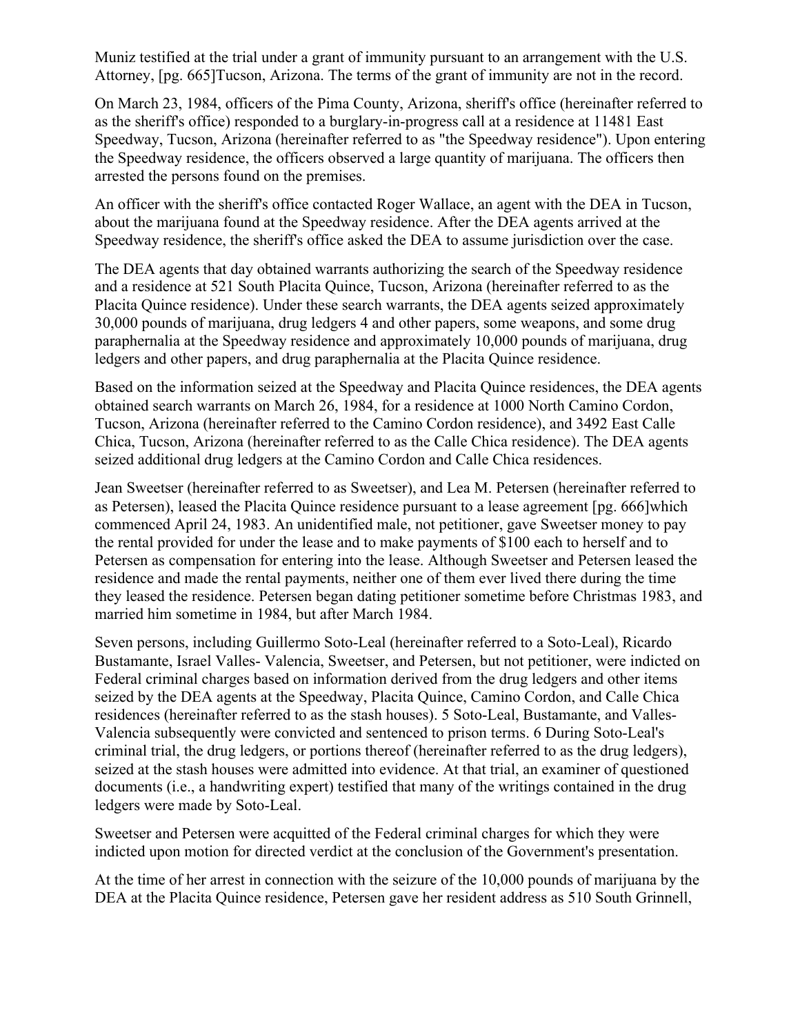Muniz testified at the trial under a grant of immunity pursuant to an arrangement with the U.S. Attorney, [pg. 665]Tucson, Arizona. The terms of the grant of immunity are not in the record.

On March 23, 1984, officers of the Pima County, Arizona, sheriff's office (hereinafter referred to as the sheriff's office) responded to a burglary-in-progress call at a residence at 11481 East Speedway, Tucson, Arizona (hereinafter referred to as "the Speedway residence"). Upon entering the Speedway residence, the officers observed a large quantity of marijuana. The officers then arrested the persons found on the premises.

An officer with the sheriff's office contacted Roger Wallace, an agent with the DEA in Tucson, about the marijuana found at the Speedway residence. After the DEA agents arrived at the Speedway residence, the sheriff's office asked the DEA to assume jurisdiction over the case.

The DEA agents that day obtained warrants authorizing the search of the Speedway residence and a residence at 521 South Placita Quince, Tucson, Arizona (hereinafter referred to as the Placita Quince residence). Under these search warrants, the DEA agents seized approximately 30,000 pounds of marijuana, drug ledgers 4 and other papers, some weapons, and some drug paraphernalia at the Speedway residence and approximately 10,000 pounds of marijuana, drug ledgers and other papers, and drug paraphernalia at the Placita Quince residence.

Based on the information seized at the Speedway and Placita Quince residences, the DEA agents obtained search warrants on March 26, 1984, for a residence at 1000 North Camino Cordon, Tucson, Arizona (hereinafter referred to the Camino Cordon residence), and 3492 East Calle Chica, Tucson, Arizona (hereinafter referred to as the Calle Chica residence). The DEA agents seized additional drug ledgers at the Camino Cordon and Calle Chica residences.

Jean Sweetser (hereinafter referred to as Sweetser), and Lea M. Petersen (hereinafter referred to as Petersen), leased the Placita Quince residence pursuant to a lease agreement [pg. 666]which commenced April 24, 1983. An unidentified male, not petitioner, gave Sweetser money to pay the rental provided for under the lease and to make payments of $100 each to herself and to Petersen as compensation for entering into the lease. Although Sweetser and Petersen leased the residence and made the rental payments, neither one of them ever lived there during the time they leased the residence. Petersen began dating petitioner sometime before Christmas 1983, and married him sometime in 1984, but after March 1984.

Seven persons, including Guillermo Soto-Leal (hereinafter referred to a Soto-Leal), Ricardo Bustamante, Israel Valles- Valencia, Sweetser, and Petersen, but not petitioner, were indicted on Federal criminal charges based on information derived from the drug ledgers and other items seized by the DEA agents at the Speedway, Placita Quince, Camino Cordon, and Calle Chica residences (hereinafter referred to as the stash houses). 5 Soto-Leal, Bustamante, and Valles-Valencia subsequently were convicted and sentenced to prison terms. 6 During Soto-Leal's criminal trial, the drug ledgers, or portions thereof (hereinafter referred to as the drug ledgers), seized at the stash houses were admitted into evidence. At that trial, an examiner of questioned documents (i.e., a handwriting expert) testified that many of the writings contained in the drug ledgers were made by Soto-Leal.

Sweetser and Petersen were acquitted of the Federal criminal charges for which they were indicted upon motion for directed verdict at the conclusion of the Government's presentation.

At the time of her arrest in connection with the seizure of the 10,000 pounds of marijuana by the DEA at the Placita Quince residence, Petersen gave her resident address as 510 South Grinnell,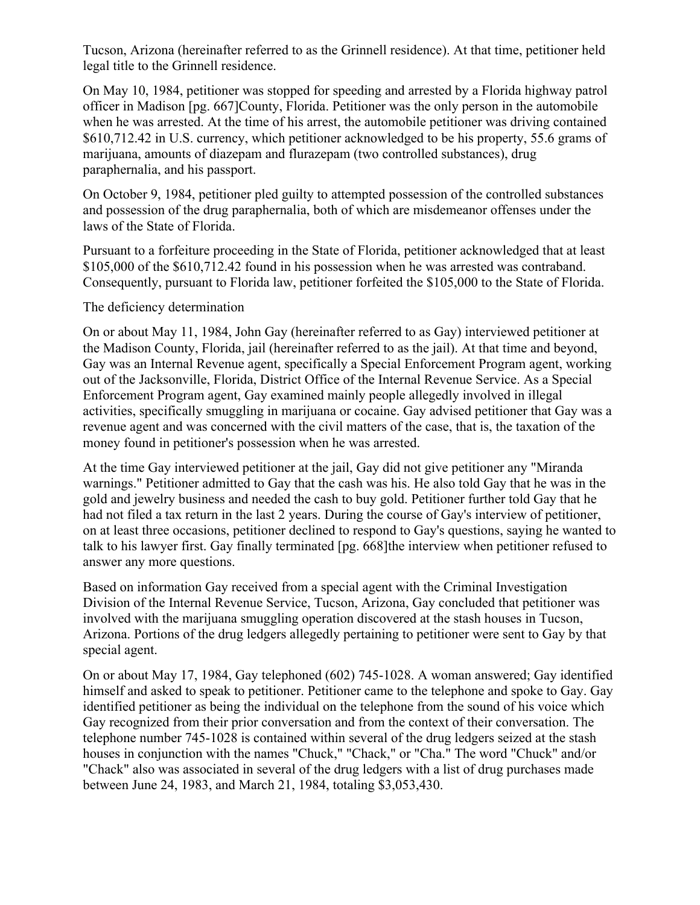Tucson, Arizona (hereinafter referred to as the Grinnell residence). At that time, petitioner held legal title to the Grinnell residence.

On May 10, 1984, petitioner was stopped for speeding and arrested by a Florida highway patrol officer in Madison [pg. 667]County, Florida. Petitioner was the only person in the automobile when he was arrested. At the time of his arrest, the automobile petitioner was driving contained $610,712.42 in U.S. currency, which petitioner acknowledged to be his property, 55.6 grams of marijuana, amounts of diazepam and flurazepam (two controlled substances), drug paraphernalia, and his passport.

On October 9, 1984, petitioner pled guilty to attempted possession of the controlled substances and possession of the drug paraphernalia, both of which are misdemeanor offenses under the laws of the State of Florida.

Pursuant to a forfeiture proceeding in the State of Florida, petitioner acknowledged that at least $105,000 of the $610,712.42 found in his possession when he was arrested was contraband. Consequently, pursuant to Florida law, petitioner forfeited the $105,000 to the State of Florida.

The deficiency determination

On or about May 11, 1984, John Gay (hereinafter referred to as Gay) interviewed petitioner at the Madison County, Florida, jail (hereinafter referred to as the jail). At that time and beyond, Gay was an Internal Revenue agent, specifically a Special Enforcement Program agent, working out of the Jacksonville, Florida, District Office of the Internal Revenue Service. As a Special Enforcement Program agent, Gay examined mainly people allegedly involved in illegal activities, specifically smuggling in marijuana or cocaine. Gay advised petitioner that Gay was a revenue agent and was concerned with the civil matters of the case, that is, the taxation of the money found in petitioner's possession when he was arrested.

At the time Gay interviewed petitioner at the jail, Gay did not give petitioner any "Miranda warnings." Petitioner admitted to Gay that the cash was his. He also told Gay that he was in the gold and jewelry business and needed the cash to buy gold. Petitioner further told Gay that he had not filed a tax return in the last 2 years. During the course of Gay's interview of petitioner, on at least three occasions, petitioner declined to respond to Gay's questions, saying he wanted to talk to his lawyer first. Gay finally terminated [pg. 668]the interview when petitioner refused to answer any more questions.

Based on information Gay received from a special agent with the Criminal Investigation Division of the Internal Revenue Service, Tucson, Arizona, Gay concluded that petitioner was involved with the marijuana smuggling operation discovered at the stash houses in Tucson, Arizona. Portions of the drug ledgers allegedly pertaining to petitioner were sent to Gay by that special agent.

On or about May 17, 1984, Gay telephoned (602) 745-1028. A woman answered; Gay identified himself and asked to speak to petitioner. Petitioner came to the telephone and spoke to Gay. Gay identified petitioner as being the individual on the telephone from the sound of his voice which Gay recognized from their prior conversation and from the context of their conversation. The telephone number 745-1028 is contained within several of the drug ledgers seized at the stash houses in conjunction with the names "Chuck," "Chack," or "Cha." The word "Chuck" and/or "Chack" also was associated in several of the drug ledgers with a list of drug purchases made between June 24, 1983, and March 21, 1984, totaling $3,053,430.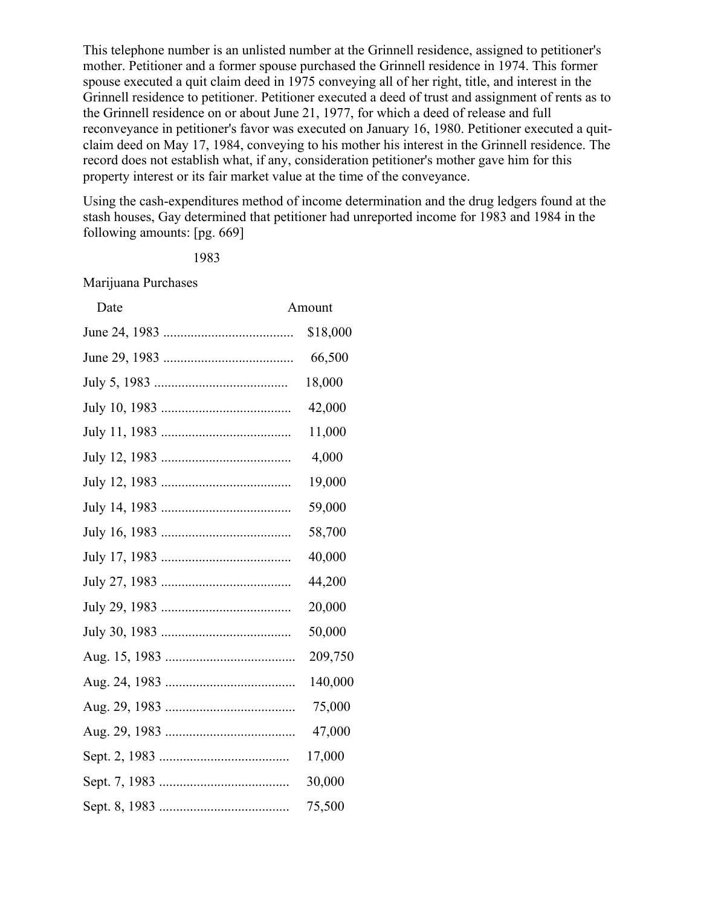This telephone number is an unlisted number at the Grinnell residence, assigned to petitioner's mother. Petitioner and a former spouse purchased the Grinnell residence in 1974. This former spouse executed a quit claim deed in 1975 conveying all of her right, title, and interest in the Grinnell residence to petitioner. Petitioner executed a deed of trust and assignment of rents as to the Grinnell residence on or about June 21, 1977, for which a deed of release and full reconveyance in petitioner's favor was executed on January 16, 1980. Petitioner executed a quit-claim deed on May 17, 1984, conveying to his mother his interest in the Grinnell residence. The record does not establish what, if any, consideration petitioner's mother gave him for this property interest or its fair market value at the time of the conveyance.

Using the cash-expenditures method of income determination and the drug ledgers found at the stash houses, Gay determined that petitioner had unreported income for 1983 and 1984 in the following amounts: [pg. 669]

1983

Marijuana Purchases

| Date | Amount |
| --- | --- |
| June 24, 1983 ...................................... | $18,000 |
| June 29, 1983 ...................................... | 66,500 |
| July 5, 1983 ...................................... | 18,000 |
| July 10, 1983 ...................................... | 42,000 |
| July 11, 1983 ...................................... | 11,000 |
| July 12, 1983 ...................................... | 4,000 |
| July 12, 1983 ...................................... | 19,000 |
| July 14, 1983 ...................................... | 59,000 |
| July 16, 1983 ...................................... | 58,700 |
| July 17, 1983 ...................................... | 40,000 |
| July 27, 1983 ...................................... | 44,200 |
| July 29, 1983 ...................................... | 20,000 |
| July 30, 1983 ...................................... | 50,000 |
| Aug. 15, 1983 ...................................... | 209,750 |
| Aug. 24, 1983 ...................................... | 140,000 |
| Aug. 29, 1983 ...................................... | 75,000 |
| Aug. 29, 1983 ...................................... | 47,000 |
| Sept. 2, 1983 ...................................... | 17,000 |
| Sept. 7, 1983 ...................................... | 30,000 |
| Sept. 8, 1983 ...................................... | 75,500 |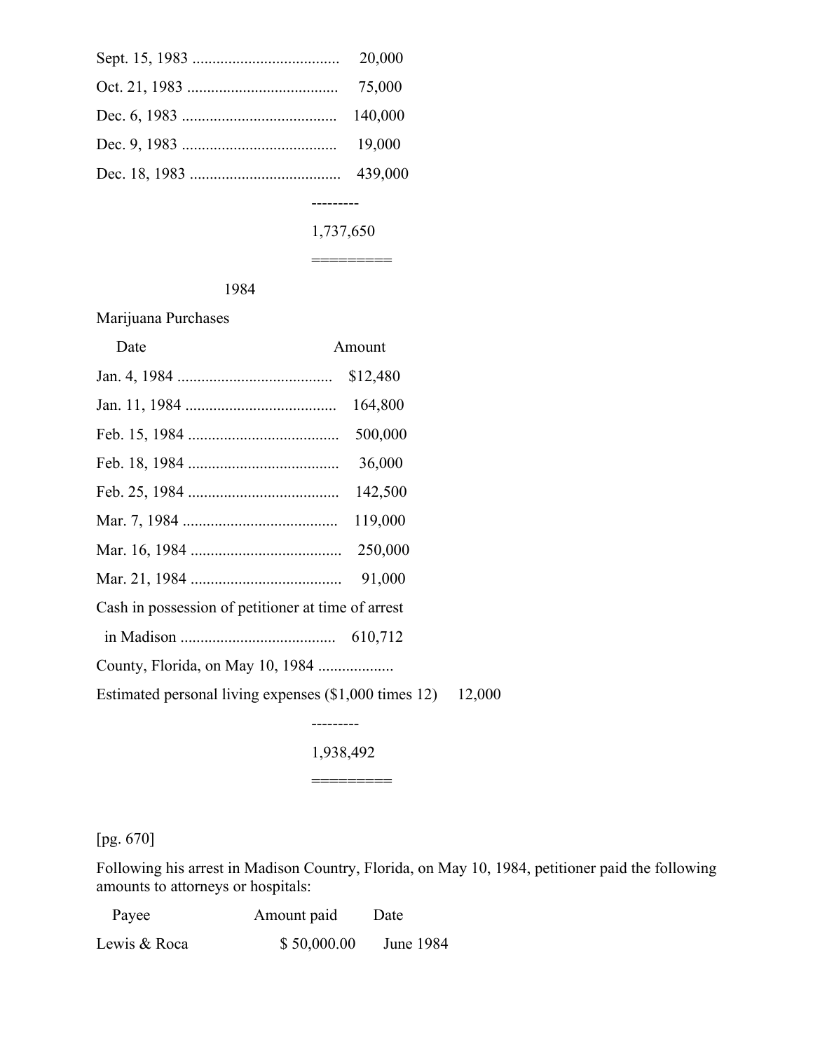| | |
|---|---|
| Sept. 15, 1983 ..................................... | 20,000 |
| Oct. 21, 1983 ...................................... | 75,000 |
| Dec. 6, 1983 ....................................... | 140,000 |
| Dec. 9, 1983 ....................................... | 19,000 |
| Dec. 18, 1983 ...................................... | 439,000 |
| | --------- |
| | 1,737,650 |
| | ========= |

1984

Marijuana Purchases

| Date | Amount |
|---|---|
| Jan. 4, 1984 ....................................... | $12,480 |
| Jan. 11, 1984 ...................................... | 164,800 |
| Feb. 15, 1984 ...................................... | 500,000 |
| Feb. 18, 1984 ...................................... | 36,000 |
| Feb. 25, 1984 ...................................... | 142,500 |
| Mar. 7, 1984 ....................................... | 119,000 |
| Mar. 16, 1984 ...................................... | 250,000 |
| Mar. 21, 1984 ...................................... | 91,000 |
| Cash in possession of petitioner at time of arrest in Madison ....................................... County, Florida, on May 10, 1984 ................... | 610,712 |
| Estimated personal living expenses ($1,000 times 12) | 12,000 |
| | --------- |
| | 1,938,492 |
| | ========= |

[pg. 670]

Following his arrest in Madison Country, Florida, on May 10, 1984, petitioner paid the following amounts to attorneys or hospitals:

| Payee | Amount paid | Date |
|---|---|---|
| Lewis & Roca | $ 50,000.00 | June 1984 |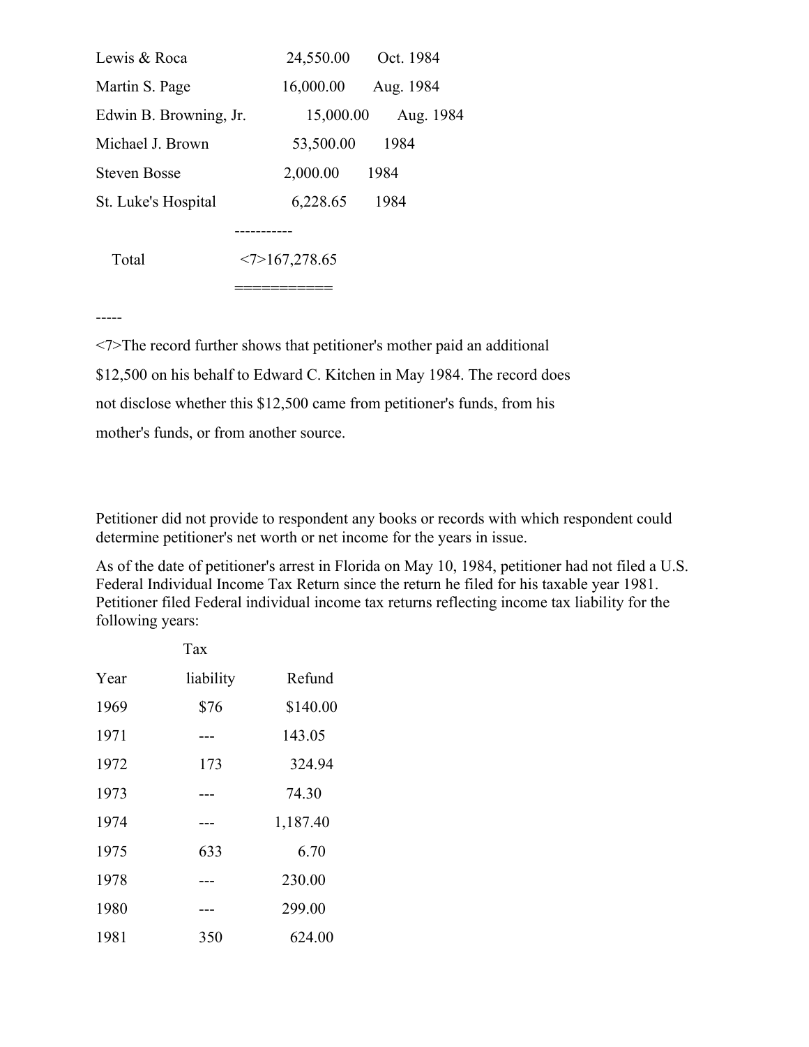| | | |
|---|---|---|
| Lewis & Roca | 24,550.00 | Oct. 1984 |
| Martin S. Page | 16,000.00 | Aug. 1984 |
| Edwin B. Browning, Jr. | 15,000.00 | Aug. 1984 |
| Michael J. Brown | 53,500.00 | 1984 |
| Steven Bosse | 2,000.00 | 1984 |
| St. Luke's Hospital | 6,228.65 | 1984 |
| | ----------- | |
| Total | <7>167,278.65 | |
| | =========== | |

-----

<7>The record further shows that petitioner's mother paid an additional $12,500 on his behalf to Edward C. Kitchen in May 1984. The record does not disclose whether this $12,500 came from petitioner's funds, from his mother's funds, or from another source.

Petitioner did not provide to respondent any books or records with which respondent could determine petitioner's net worth or net income for the years in issue.

As of the date of petitioner's arrest in Florida on May 10, 1984, petitioner had not filed a U.S. Federal Individual Income Tax Return since the return he filed for his taxable year 1981. Petitioner filed Federal individual income tax returns reflecting income tax liability for the following years:

| Year | Tax liability | Refund |
|---|---|---|
| 1969 | $76 | $140.00 |
| 1971 | --- | 143.05 |
| 1972 | 173 | 324.94 |
| 1973 | --- | 74.30 |
| 1974 | --- | 1,187.40 |
| 1975 | 633 | 6.70 |
| 1978 | --- | 230.00 |
| 1980 | --- | 299.00 |
| 1981 | 350 | 624.00 |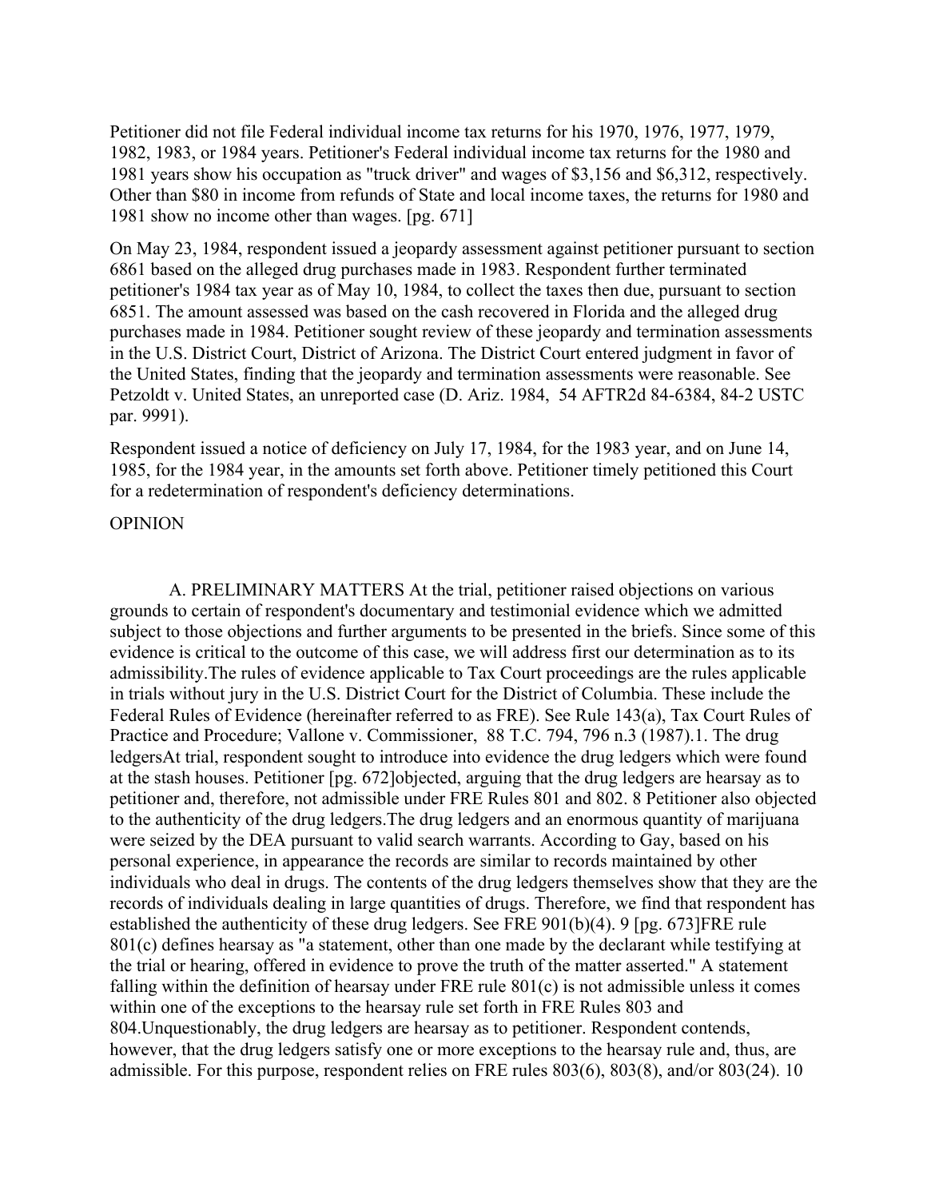Petitioner did not file Federal individual income tax returns for his 1970, 1976, 1977, 1979, 1982, 1983, or 1984 years. Petitioner's Federal individual income tax returns for the 1980 and 1981 years show his occupation as "truck driver" and wages of $3,156 and $6,312, respectively. Other than $80 in income from refunds of State and local income taxes, the returns for 1980 and 1981 show no income other than wages. [pg. 671]

On May 23, 1984, respondent issued a jeopardy assessment against petitioner pursuant to section 6861 based on the alleged drug purchases made in 1983. Respondent further terminated petitioner's 1984 tax year as of May 10, 1984, to collect the taxes then due, pursuant to section 6851. The amount assessed was based on the cash recovered in Florida and the alleged drug purchases made in 1984. Petitioner sought review of these jeopardy and termination assessments in the U.S. District Court, District of Arizona. The District Court entered judgment in favor of the United States, finding that the jeopardy and termination assessments were reasonable. See Petzoldt v. United States, an unreported case (D. Ariz. 1984, 54 AFTR2d 84-6384, 84-2 USTC par. 9991).

Respondent issued a notice of deficiency on July 17, 1984, for the 1983 year, and on June 14, 1985, for the 1984 year, in the amounts set forth above. Petitioner timely petitioned this Court for a redetermination of respondent's deficiency determinations.

OPINION

A. PRELIMINARY MATTERS At the trial, petitioner raised objections on various grounds to certain of respondent's documentary and testimonial evidence which we admitted subject to those objections and further arguments to be presented in the briefs. Since some of this evidence is critical to the outcome of this case, we will address first our determination as to its admissibility.The rules of evidence applicable to Tax Court proceedings are the rules applicable in trials without jury in the U.S. District Court for the District of Columbia. These include the Federal Rules of Evidence (hereinafter referred to as FRE). See Rule 143(a), Tax Court Rules of Practice and Procedure; Vallone v. Commissioner, 88 T.C. 794, 796 n.3 (1987).1. The drug ledgersAt trial, respondent sought to introduce into evidence the drug ledgers which were found at the stash houses. Petitioner [pg. 672]objected, arguing that the drug ledgers are hearsay as to petitioner and, therefore, not admissible under FRE Rules 801 and 802. 8 Petitioner also objected to the authenticity of the drug ledgers.The drug ledgers and an enormous quantity of marijuana were seized by the DEA pursuant to valid search warrants. According to Gay, based on his personal experience, in appearance the records are similar to records maintained by other individuals who deal in drugs. The contents of the drug ledgers themselves show that they are the records of individuals dealing in large quantities of drugs. Therefore, we find that respondent has established the authenticity of these drug ledgers. See FRE 901(b)(4). 9 [pg. 673]FRE rule 801(c) defines hearsay as "a statement, other than one made by the declarant while testifying at the trial or hearing, offered in evidence to prove the truth of the matter asserted." A statement falling within the definition of hearsay under FRE rule 801(c) is not admissible unless it comes within one of the exceptions to the hearsay rule set forth in FRE Rules 803 and 804.Unquestionably, the drug ledgers are hearsay as to petitioner. Respondent contends, however, that the drug ledgers satisfy one or more exceptions to the hearsay rule and, thus, are admissible. For this purpose, respondent relies on FRE rules 803(6), 803(8), and/or 803(24). 10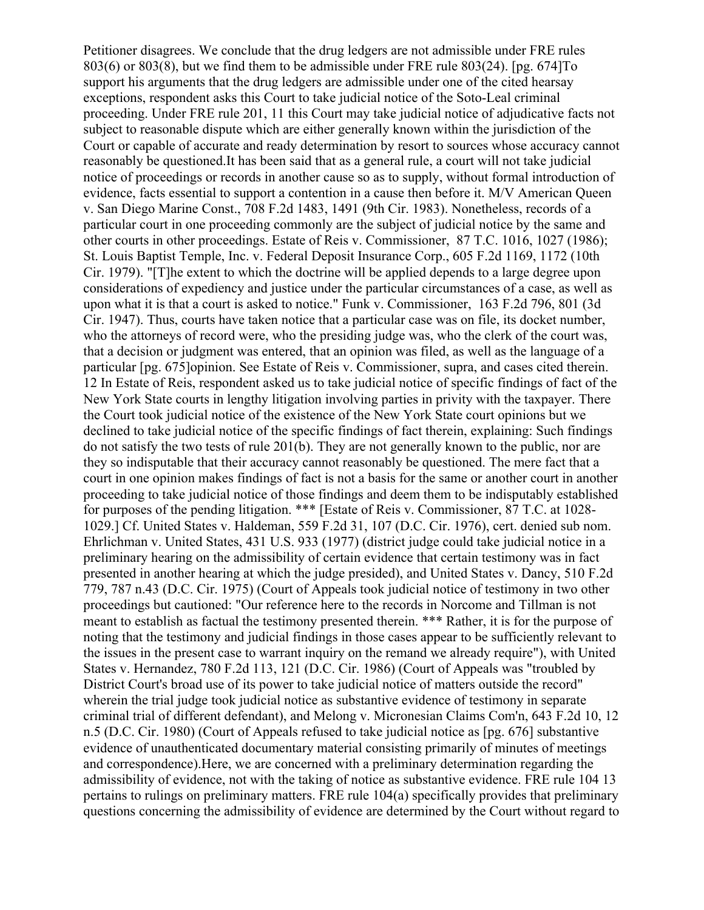Petitioner disagrees. We conclude that the drug ledgers are not admissible under FRE rules 803(6) or 803(8), but we find them to be admissible under FRE rule 803(24). [pg. 674]To support his arguments that the drug ledgers are admissible under one of the cited hearsay exceptions, respondent asks this Court to take judicial notice of the Soto-Leal criminal proceeding. Under FRE rule 201, 11 this Court may take judicial notice of adjudicative facts not subject to reasonable dispute which are either generally known within the jurisdiction of the Court or capable of accurate and ready determination by resort to sources whose accuracy cannot reasonably be questioned.It has been said that as a general rule, a court will not take judicial notice of proceedings or records in another cause so as to supply, without formal introduction of evidence, facts essential to support a contention in a cause then before it. M/V American Queen v. San Diego Marine Const., 708 F.2d 1483, 1491 (9th Cir. 1983). Nonetheless, records of a particular court in one proceeding commonly are the subject of judicial notice by the same and other courts in other proceedings. Estate of Reis v. Commissioner, 87 T.C. 1016, 1027 (1986); St. Louis Baptist Temple, Inc. v. Federal Deposit Insurance Corp., 605 F.2d 1169, 1172 (10th Cir. 1979). "[T]he extent to which the doctrine will be applied depends to a large degree upon considerations of expediency and justice under the particular circumstances of a case, as well as upon what it is that a court is asked to notice." Funk v. Commissioner, 163 F.2d 796, 801 (3d Cir. 1947). Thus, courts have taken notice that a particular case was on file, its docket number, who the attorneys of record were, who the presiding judge was, who the clerk of the court was, that a decision or judgment was entered, that an opinion was filed, as well as the language of a particular [pg. 675]opinion. See Estate of Reis v. Commissioner, supra, and cases cited therein. 12 In Estate of Reis, respondent asked us to take judicial notice of specific findings of fact of the New York State courts in lengthy litigation involving parties in privity with the taxpayer. There the Court took judicial notice of the existence of the New York State court opinions but we declined to take judicial notice of the specific findings of fact therein, explaining: Such findings do not satisfy the two tests of rule 201(b). They are not generally known to the public, nor are they so indisputable that their accuracy cannot reasonably be questioned. The mere fact that a court in one opinion makes findings of fact is not a basis for the same or another court in another proceeding to take judicial notice of those findings and deem them to be indisputably established for purposes of the pending litigation. *** [Estate of Reis v. Commissioner, 87 T.C. at 1028-1029.] Cf. United States v. Haldeman, 559 F.2d 31, 107 (D.C. Cir. 1976), cert. denied sub nom. Ehrlichman v. United States, 431 U.S. 933 (1977) (district judge could take judicial notice in a preliminary hearing on the admissibility of certain evidence that certain testimony was in fact presented in another hearing at which the judge presided), and United States v. Dancy, 510 F.2d 779, 787 n.43 (D.C. Cir. 1975) (Court of Appeals took judicial notice of testimony in two other proceedings but cautioned: "Our reference here to the records in Norcome and Tillman is not meant to establish as factual the testimony presented therein. *** Rather, it is for the purpose of noting that the testimony and judicial findings in those cases appear to be sufficiently relevant to the issues in the present case to warrant inquiry on the remand we already require"), with United States v. Hernandez, 780 F.2d 113, 121 (D.C. Cir. 1986) (Court of Appeals was "troubled by District Court's broad use of its power to take judicial notice of matters outside the record" wherein the trial judge took judicial notice as substantive evidence of testimony in separate criminal trial of different defendant), and Melong v. Micronesian Claims Com'n, 643 F.2d 10, 12 n.5 (D.C. Cir. 1980) (Court of Appeals refused to take judicial notice as [pg. 676] substantive evidence of unauthenticated documentary material consisting primarily of minutes of meetings and correspondence).Here, we are concerned with a preliminary determination regarding the admissibility of evidence, not with the taking of notice as substantive evidence. FRE rule 104 13 pertains to rulings on preliminary matters. FRE rule 104(a) specifically provides that preliminary questions concerning the admissibility of evidence are determined by the Court without regard to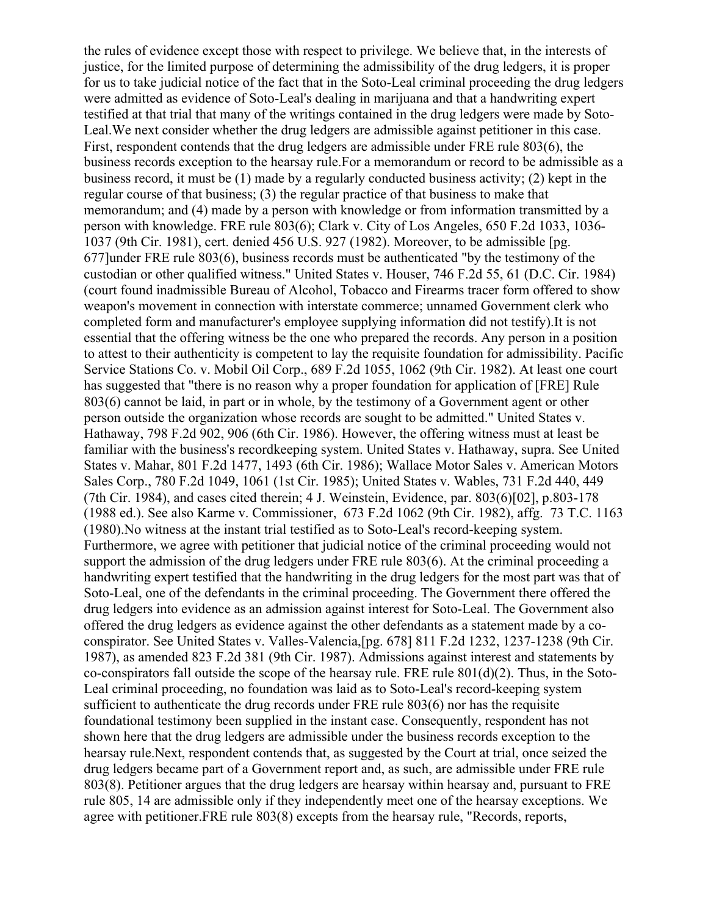the rules of evidence except those with respect to privilege. We believe that, in the interests of justice, for the limited purpose of determining the admissibility of the drug ledgers, it is proper for us to take judicial notice of the fact that in the Soto-Leal criminal proceeding the drug ledgers were admitted as evidence of Soto-Leal's dealing in marijuana and that a handwriting expert testified at that trial that many of the writings contained in the drug ledgers were made by Soto-Leal.

We next consider whether the drug ledgers are admissible against petitioner in this case. First, respondent contends that the drug ledgers are admissible under FRE rule 803(6), the business records exception to the hearsay rule.

For a memorandum or record to be admissible as a business record, it must be (1) made by a regularly conducted business activity; (2) kept in the regular course of that business; (3) the regular practice of that business to make that memorandum; and (4) made by a person with knowledge or from information transmitted by a person with knowledge. FRE rule 803(6); Clark v. City of Los Angeles, 650 F.2d 1033, 1036-1037 (9th Cir. 1981), cert. denied 456 U.S. 927 (1982). Moreover, to be admissible [pg. 677]under FRE rule 803(6), business records must be authenticated "by the testimony of the custodian or other qualified witness." United States v. Houser, 746 F.2d 55, 61 (D.C. Cir. 1984) (court found inadmissible Bureau of Alcohol, Tobacco and Firearms tracer form offered to show weapon's movement in connection with interstate commerce; unnamed Government clerk who completed form and manufacturer's employee supplying information did not testify).

It is not essential that the offering witness be the one who prepared the records. Any person in a position to attest to their authenticity is competent to lay the requisite foundation for admissibility. Pacific Service Stations Co. v. Mobil Oil Corp., 689 F.2d 1055, 1062 (9th Cir. 1982). At least one court has suggested that "there is no reason why a proper foundation for application of [FRE] Rule 803(6) cannot be laid, in part or in whole, by the testimony of a Government agent or other person outside the organization whose records are sought to be admitted." United States v. Hathaway, 798 F.2d 902, 906 (6th Cir. 1986). However, the offering witness must at least be familiar with the business's recordkeeping system. United States v. Hathaway, supra. See United States v. Mahar, 801 F.2d 1477, 1493 (6th Cir. 1986); Wallace Motor Sales v. American Motors Sales Corp., 780 F.2d 1049, 1061 (1st Cir. 1985); United States v. Wables, 731 F.2d 440, 449 (7th Cir. 1984), and cases cited therein; 4 J. Weinstein, Evidence, par. 803(6)[02], p.803-178 (1988 ed.). See also Karme v. Commissioner, 673 F.2d 1062 (9th Cir. 1982), affg. 73 T.C. 1163 (1980).

No witness at the instant trial testified as to Soto-Leal's record-keeping system. Furthermore, we agree with petitioner that judicial notice of the criminal proceeding would not support the admission of the drug ledgers under FRE rule 803(6). At the criminal proceeding a handwriting expert testified that the handwriting in the drug ledgers for the most part was that of Soto-Leal, one of the defendants in the criminal proceeding. The Government there offered the drug ledgers into evidence as an admission against interest for Soto-Leal. The Government also offered the drug ledgers as evidence against the other defendants as a statement made by a co-conspirator. See United States v. Valles-Valencia,[pg. 678] 811 F.2d 1232, 1237-1238 (9th Cir. 1987), as amended 823 F.2d 381 (9th Cir. 1987). Admissions against interest and statements by co-conspirators fall outside the scope of the hearsay rule. FRE rule 801(d)(2). Thus, in the Soto-Leal criminal proceeding, no foundation was laid as to Soto-Leal's record-keeping system sufficient to authenticate the drug records under FRE rule 803(6) nor has the requisite foundational testimony been supplied in the instant case. Consequently, respondent has not shown here that the drug ledgers are admissible under the business records exception to the hearsay rule.

Next, respondent contends that, as suggested by the Court at trial, once seized the drug ledgers became part of a Government report and, as such, are admissible under FRE rule 803(8). Petitioner argues that the drug ledgers are hearsay within hearsay and, pursuant to FRE rule 805, 14 are admissible only if they independently meet one of the hearsay exceptions. We agree with petitioner.

FRE rule 803(8) excepts from the hearsay rule, "Records, reports,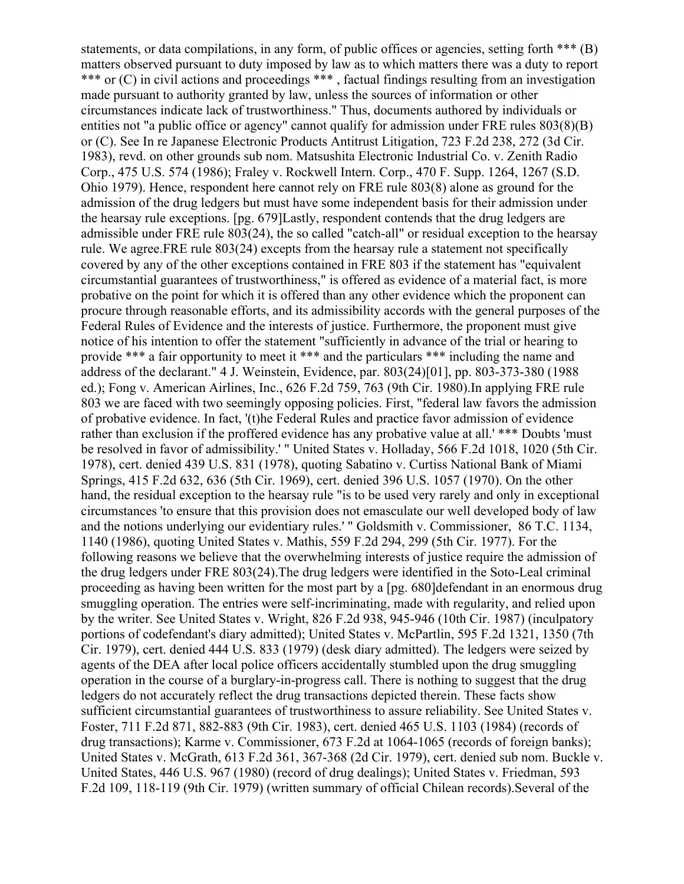statements, or data compilations, in any form, of public offices or agencies, setting forth *** (B) matters observed pursuant to duty imposed by law as to which matters there was a duty to report *** or (C) in civil actions and proceedings *** , factual findings resulting from an investigation made pursuant to authority granted by law, unless the sources of information or other circumstances indicate lack of trustworthiness." Thus, documents authored by individuals or entities not "a public office or agency" cannot qualify for admission under FRE rules 803(8)(B) or (C). See In re Japanese Electronic Products Antitrust Litigation, 723 F.2d 238, 272 (3d Cir. 1983), revd. on other grounds sub nom. Matsushita Electronic Industrial Co. v. Zenith Radio Corp., 475 U.S. 574 (1986); Fraley v. Rockwell Intern. Corp., 470 F. Supp. 1264, 1267 (S.D. Ohio 1979). Hence, respondent here cannot rely on FRE rule 803(8) alone as ground for the admission of the drug ledgers but must have some independent basis for their admission under the hearsay rule exceptions. [pg. 679]Lastly, respondent contends that the drug ledgers are admissible under FRE rule 803(24), the so called "catch-all" or residual exception to the hearsay rule. We agree.FRE rule 803(24) excepts from the hearsay rule a statement not specifically covered by any of the other exceptions contained in FRE 803 if the statement has "equivalent circumstantial guarantees of trustworthiness," is offered as evidence of a material fact, is more probative on the point for which it is offered than any other evidence which the proponent can procure through reasonable efforts, and its admissibility accords with the general purposes of the Federal Rules of Evidence and the interests of justice. Furthermore, the proponent must give notice of his intention to offer the statement "sufficiently in advance of the trial or hearing to provide *** a fair opportunity to meet it *** and the particulars *** including the name and address of the declarant." 4 J. Weinstein, Evidence, par. 803(24)[01], pp. 803-373-380 (1988 ed.); Fong v. American Airlines, Inc., 626 F.2d 759, 763 (9th Cir. 1980).In applying FRE rule 803 we are faced with two seemingly opposing policies. First, "federal law favors the admission of probative evidence. In fact, '(t)he Federal Rules and practice favor admission of evidence rather than exclusion if the proffered evidence has any probative value at all.' *** Doubts 'must be resolved in favor of admissibility.' " United States v. Holladay, 566 F.2d 1018, 1020 (5th Cir. 1978), cert. denied 439 U.S. 831 (1978), quoting Sabatino v. Curtiss National Bank of Miami Springs, 415 F.2d 632, 636 (5th Cir. 1969), cert. denied 396 U.S. 1057 (1970). On the other hand, the residual exception to the hearsay rule "is to be used very rarely and only in exceptional circumstances 'to ensure that this provision does not emasculate our well developed body of law and the notions underlying our evidentiary rules.' " Goldsmith v. Commissioner, 86 T.C. 1134, 1140 (1986), quoting United States v. Mathis, 559 F.2d 294, 299 (5th Cir. 1977). For the following reasons we believe that the overwhelming interests of justice require the admission of the drug ledgers under FRE 803(24).The drug ledgers were identified in the Soto-Leal criminal proceeding as having been written for the most part by a [pg. 680]defendant in an enormous drug smuggling operation. The entries were self-incriminating, made with regularity, and relied upon by the writer. See United States v. Wright, 826 F.2d 938, 945-946 (10th Cir. 1987) (inculpatory portions of codefendant's diary admitted); United States v. McPartlin, 595 F.2d 1321, 1350 (7th Cir. 1979), cert. denied 444 U.S. 833 (1979) (desk diary admitted). The ledgers were seized by agents of the DEA after local police officers accidentally stumbled upon the drug smuggling operation in the course of a burglary-in-progress call. There is nothing to suggest that the drug ledgers do not accurately reflect the drug transactions depicted therein. These facts show sufficient circumstantial guarantees of trustworthiness to assure reliability. See United States v. Foster, 711 F.2d 871, 882-883 (9th Cir. 1983), cert. denied 465 U.S. 1103 (1984) (records of drug transactions); Karme v. Commissioner, 673 F.2d at 1064-1065 (records of foreign banks); United States v. McGrath, 613 F.2d 361, 367-368 (2d Cir. 1979), cert. denied sub nom. Buckle v. United States, 446 U.S. 967 (1980) (record of drug dealings); United States v. Friedman, 593 F.2d 109, 118-119 (9th Cir. 1979) (written summary of official Chilean records).Several of the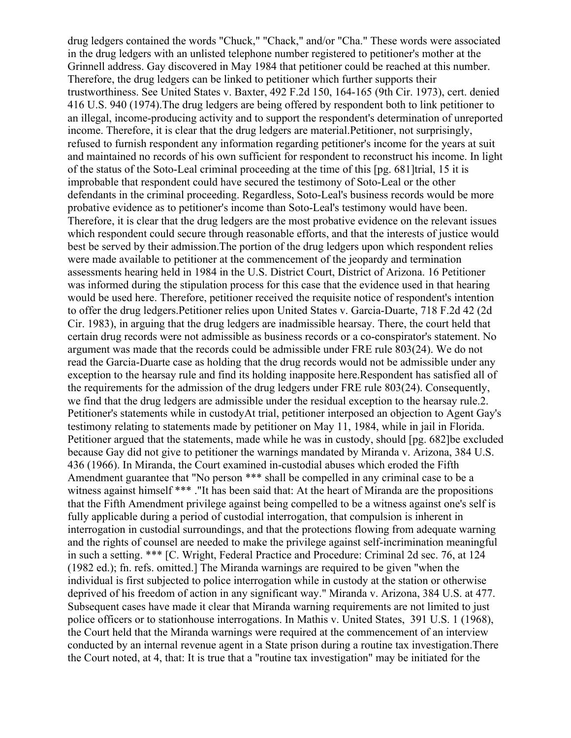drug ledgers contained the words "Chuck," "Chack," and/or "Cha." These words were associated in the drug ledgers with an unlisted telephone number registered to petitioner's mother at the Grinnell address. Gay discovered in May 1984 that petitioner could be reached at this number. Therefore, the drug ledgers can be linked to petitioner which further supports their trustworthiness. See United States v. Baxter, 492 F.2d 150, 164-165 (9th Cir. 1973), cert. denied 416 U.S. 940 (1974).

The drug ledgers are being offered by respondent both to link petitioner to an illegal, income-producing activity and to support the respondent's determination of unreported income. Therefore, it is clear that the drug ledgers are material.

Petitioner, not surprisingly, refused to furnish respondent any information regarding petitioner's income for the years at suit and maintained no records of his own sufficient for respondent to reconstruct his income. In light of the status of the Soto-Leal criminal proceeding at the time of this [pg. 681]trial, 15 it is improbable that respondent could have secured the testimony of Soto-Leal or the other defendants in the criminal proceeding. Regardless, Soto-Leal's business records would be more probative evidence as to petitioner's income than Soto-Leal's testimony would have been. Therefore, it is clear that the drug ledgers are the most probative evidence on the relevant issues which respondent could secure through reasonable efforts, and that the interests of justice would best be served by their admission.

The portion of the drug ledgers upon which respondent relies were made available to petitioner at the commencement of the jeopardy and termination assessments hearing held in 1984 in the U.S. District Court, District of Arizona. 16 Petitioner was informed during the stipulation process for this case that the evidence used in that hearing would be used here. Therefore, petitioner received the requisite notice of respondent's intention to offer the drug ledgers.

Petitioner relies upon United States v. Garcia-Duarte, 718 F.2d 42 (2d Cir. 1983), in arguing that the drug ledgers are inadmissible hearsay. There, the court held that certain drug records were not admissible as business records or a co-conspirator's statement. No argument was made that the records could be admissible under FRE rule 803(24). We do not read the Garcia-Duarte case as holding that the drug records would not be admissible under any exception to the hearsay rule and find its holding inapposite here.

Respondent has satisfied all of the requirements for the admission of the drug ledgers under FRE rule 803(24). Consequently, we find that the drug ledgers are admissible under the residual exception to the hearsay rule.

2. Petitioner's statements while in custody

At trial, petitioner interposed an objection to Agent Gay's testimony relating to statements made by petitioner on May 11, 1984, while in jail in Florida. Petitioner argued that the statements, made while he was in custody, should [pg. 682]be excluded because Gay did not give to petitioner the warnings mandated by Miranda v. Arizona, 384 U.S. 436 (1966). In Miranda, the Court examined in-custodial abuses which eroded the Fifth Amendment guarantee that "No person *** shall be compelled in any criminal case to be a witness against himself *** ."

It has been said that: At the heart of Miranda are the propositions that the Fifth Amendment privilege against being compelled to be a witness against one's self is fully applicable during a period of custodial interrogation, that compulsion is inherent in interrogation in custodial surroundings, and that the protections flowing from adequate warning and the rights of counsel are needed to make the privilege against self-incrimination meaningful in such a setting. *** [C. Wright, Federal Practice and Procedure: Criminal 2d sec. 76, at 124 (1982 ed.); fn. refs. omitted.] The Miranda warnings are required to be given "when the individual is first subjected to police interrogation while in custody at the station or otherwise deprived of his freedom of action in any significant way." Miranda v. Arizona, 384 U.S. at 477. Subsequent cases have made it clear that Miranda warning requirements are not limited to just police officers or to stationhouse interrogations. In Mathis v. United States, 391 U.S. 1 (1968), the Court held that the Miranda warnings were required at the commencement of an interview conducted by an internal revenue agent in a State prison during a routine tax investigation.

There the Court noted, at 4, that: It is true that a "routine tax investigation" may be initiated for the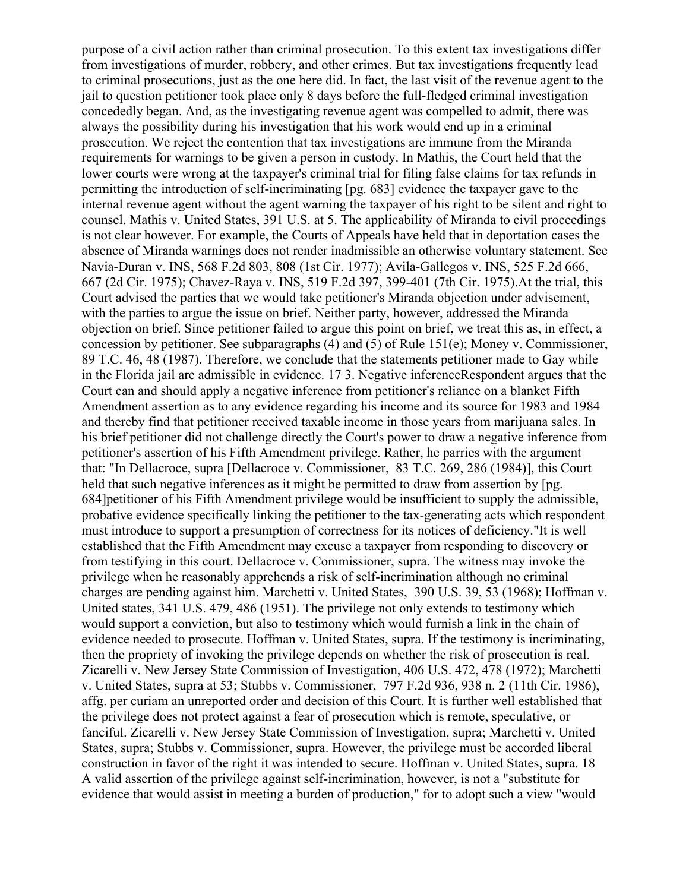purpose of a civil action rather than criminal prosecution. To this extent tax investigations differ from investigations of murder, robbery, and other crimes. But tax investigations frequently lead to criminal prosecutions, just as the one here did. In fact, the last visit of the revenue agent to the jail to question petitioner took place only 8 days before the full-fledged criminal investigation concededly began. And, as the investigating revenue agent was compelled to admit, there was always the possibility during his investigation that his work would end up in a criminal prosecution. We reject the contention that tax investigations are immune from the Miranda requirements for warnings to be given a person in custody. In Mathis, the Court held that the lower courts were wrong at the taxpayer's criminal trial for filing false claims for tax refunds in permitting the introduction of self-incriminating [pg. 683] evidence the taxpayer gave to the internal revenue agent without the agent warning the taxpayer of his right to be silent and right to counsel. Mathis v. United States, 391 U.S. at 5. The applicability of Miranda to civil proceedings is not clear however. For example, the Courts of Appeals have held that in deportation cases the absence of Miranda warnings does not render inadmissible an otherwise voluntary statement. See Navia-Duran v. INS, 568 F.2d 803, 808 (1st Cir. 1977); Avila-Gallegos v. INS, 525 F.2d 666, 667 (2d Cir. 1975); Chavez-Raya v. INS, 519 F.2d 397, 399-401 (7th Cir. 1975).At the trial, this Court advised the parties that we would take petitioner's Miranda objection under advisement, with the parties to argue the issue on brief. Neither party, however, addressed the Miranda objection on brief. Since petitioner failed to argue this point on brief, we treat this as, in effect, a concession by petitioner. See subparagraphs (4) and (5) of Rule 151(e); Money v. Commissioner, 89 T.C. 46, 48 (1987). Therefore, we conclude that the statements petitioner made to Gay while in the Florida jail are admissible in evidence. 17 3. Negative inferenceRespondent argues that the Court can and should apply a negative inference from petitioner's reliance on a blanket Fifth Amendment assertion as to any evidence regarding his income and its source for 1983 and 1984 and thereby find that petitioner received taxable income in those years from marijuana sales. In his brief petitioner did not challenge directly the Court's power to draw a negative inference from petitioner's assertion of his Fifth Amendment privilege. Rather, he parries with the argument that: "In Dellacroce, supra [Dellacroce v. Commissioner, 83 T.C. 269, 286 (1984)], this Court held that such negative inferences as it might be permitted to draw from assertion by [pg. 684]petitioner of his Fifth Amendment privilege would be insufficient to supply the admissible, probative evidence specifically linking the petitioner to the tax-generating acts which respondent must introduce to support a presumption of correctness for its notices of deficiency."It is well established that the Fifth Amendment may excuse a taxpayer from responding to discovery or from testifying in this court. Dellacroce v. Commissioner, supra. The witness may invoke the privilege when he reasonably apprehends a risk of self-incrimination although no criminal charges are pending against him. Marchetti v. United States, 390 U.S. 39, 53 (1968); Hoffman v. United states, 341 U.S. 479, 486 (1951). The privilege not only extends to testimony which would support a conviction, but also to testimony which would furnish a link in the chain of evidence needed to prosecute. Hoffman v. United States, supra. If the testimony is incriminating, then the propriety of invoking the privilege depends on whether the risk of prosecution is real. Zicarelli v. New Jersey State Commission of Investigation, 406 U.S. 472, 478 (1972); Marchetti v. United States, supra at 53; Stubbs v. Commissioner, 797 F.2d 936, 938 n. 2 (11th Cir. 1986), affg. per curiam an unreported order and decision of this Court. It is further well established that the privilege does not protect against a fear of prosecution which is remote, speculative, or fanciful. Zicarelli v. New Jersey State Commission of Investigation, supra; Marchetti v. United States, supra; Stubbs v. Commissioner, supra. However, the privilege must be accorded liberal construction in favor of the right it was intended to secure. Hoffman v. United States, supra. 18 A valid assertion of the privilege against self-incrimination, however, is not a "substitute for evidence that would assist in meeting a burden of production," for to adopt such a view "would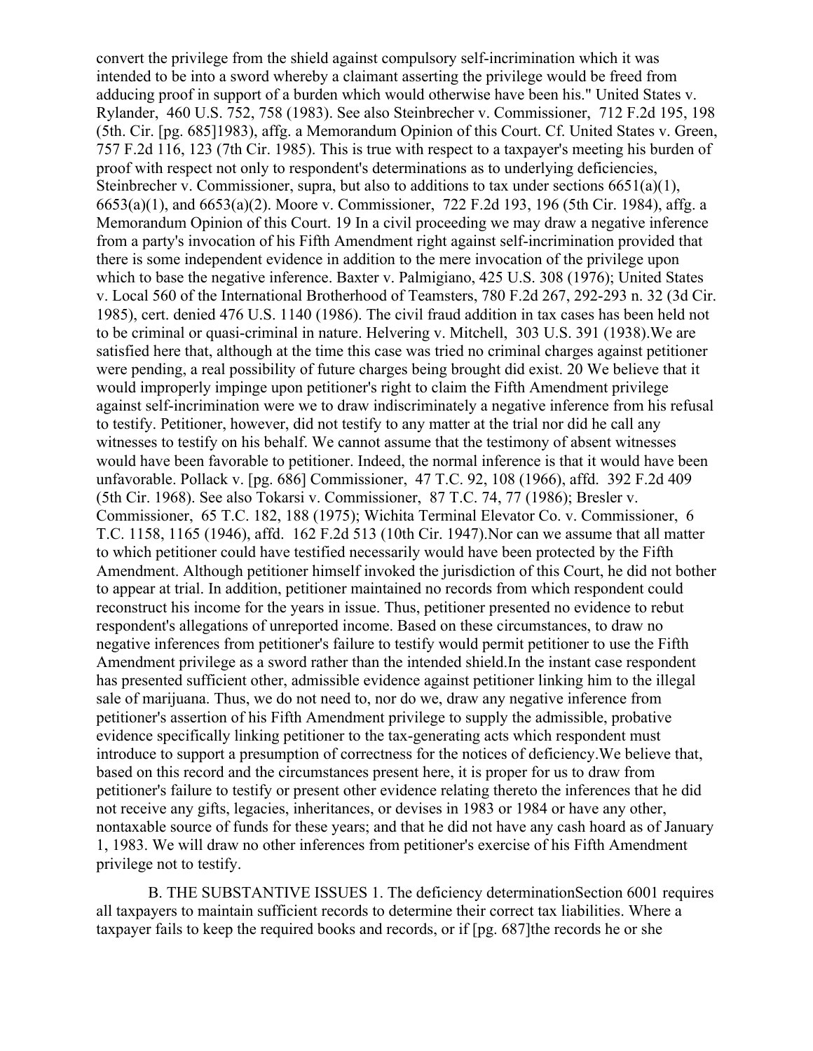convert the privilege from the shield against compulsory self-incrimination which it was intended to be into a sword whereby a claimant asserting the privilege would be freed from adducing proof in support of a burden which would otherwise have been his." United States v. Rylander, 460 U.S. 752, 758 (1983). See also Steinbrecher v. Commissioner, 712 F.2d 195, 198 (5th. Cir. [pg. 685]1983), affg. a Memorandum Opinion of this Court. Cf. United States v. Green, 757 F.2d 116, 123 (7th Cir. 1985). This is true with respect to a taxpayer's meeting his burden of proof with respect not only to respondent's determinations as to underlying deficiencies, Steinbrecher v. Commissioner, supra, but also to additions to tax under sections 6651(a)(1), 6653(a)(1), and 6653(a)(2). Moore v. Commissioner, 722 F.2d 193, 196 (5th Cir. 1984), affg. a Memorandum Opinion of this Court. 19 In a civil proceeding we may draw a negative inference from a party's invocation of his Fifth Amendment right against self-incrimination provided that there is some independent evidence in addition to the mere invocation of the privilege upon which to base the negative inference. Baxter v. Palmigiano, 425 U.S. 308 (1976); United States v. Local 560 of the International Brotherhood of Teamsters, 780 F.2d 267, 292-293 n. 32 (3d Cir. 1985), cert. denied 476 U.S. 1140 (1986). The civil fraud addition in tax cases has been held not to be criminal or quasi-criminal in nature. Helvering v. Mitchell, 303 U.S. 391 (1938).We are satisfied here that, although at the time this case was tried no criminal charges against petitioner were pending, a real possibility of future charges being brought did exist. 20 We believe that it would improperly impinge upon petitioner's right to claim the Fifth Amendment privilege against self-incrimination were we to draw indiscriminately a negative inference from his refusal to testify. Petitioner, however, did not testify to any matter at the trial nor did he call any witnesses to testify on his behalf. We cannot assume that the testimony of absent witnesses would have been favorable to petitioner. Indeed, the normal inference is that it would have been unfavorable. Pollack v. [pg. 686] Commissioner, 47 T.C. 92, 108 (1966), affd. 392 F.2d 409 (5th Cir. 1968). See also Tokarsi v. Commissioner, 87 T.C. 74, 77 (1986); Bresler v. Commissioner, 65 T.C. 182, 188 (1975); Wichita Terminal Elevator Co. v. Commissioner, 6 T.C. 1158, 1165 (1946), affd. 162 F.2d 513 (10th Cir. 1947).Nor can we assume that all matter to which petitioner could have testified necessarily would have been protected by the Fifth Amendment. Although petitioner himself invoked the jurisdiction of this Court, he did not bother to appear at trial. In addition, petitioner maintained no records from which respondent could reconstruct his income for the years in issue. Thus, petitioner presented no evidence to rebut respondent's allegations of unreported income. Based on these circumstances, to draw no negative inferences from petitioner's failure to testify would permit petitioner to use the Fifth Amendment privilege as a sword rather than the intended shield.In the instant case respondent has presented sufficient other, admissible evidence against petitioner linking him to the illegal sale of marijuana. Thus, we do not need to, nor do we, draw any negative inference from petitioner's assertion of his Fifth Amendment privilege to supply the admissible, probative evidence specifically linking petitioner to the tax-generating acts which respondent must introduce to support a presumption of correctness for the notices of deficiency.We believe that, based on this record and the circumstances present here, it is proper for us to draw from petitioner's failure to testify or present other evidence relating thereto the inferences that he did not receive any gifts, legacies, inheritances, or devises in 1983 or 1984 or have any other, nontaxable source of funds for these years; and that he did not have any cash hoard as of January 1, 1983. We will draw no other inferences from petitioner's exercise of his Fifth Amendment privilege not to testify.

B. THE SUBSTANTIVE ISSUES 1. The deficiency determinationSection 6001 requires all taxpayers to maintain sufficient records to determine their correct tax liabilities. Where a taxpayer fails to keep the required books and records, or if [pg. 687]the records he or she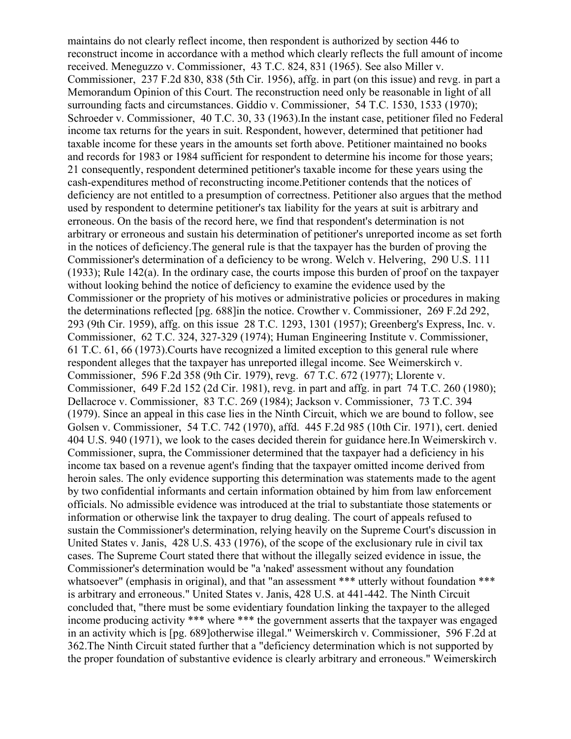maintains do not clearly reflect income, then respondent is authorized by section 446 to reconstruct income in accordance with a method which clearly reflects the full amount of income received. Meneguzzo v. Commissioner, 43 T.C. 824, 831 (1965). See also Miller v. Commissioner, 237 F.2d 830, 838 (5th Cir. 1956), affg. in part (on this issue) and revg. in part a Memorandum Opinion of this Court. The reconstruction need only be reasonable in light of all surrounding facts and circumstances. Giddio v. Commissioner, 54 T.C. 1530, 1533 (1970); Schroeder v. Commissioner, 40 T.C. 30, 33 (1963).In the instant case, petitioner filed no Federal income tax returns for the years in suit. Respondent, however, determined that petitioner had taxable income for these years in the amounts set forth above. Petitioner maintained no books and records for 1983 or 1984 sufficient for respondent to determine his income for those years; 21 consequently, respondent determined petitioner's taxable income for these years using the cash-expenditures method of reconstructing income.Petitioner contends that the notices of deficiency are not entitled to a presumption of correctness. Petitioner also argues that the method used by respondent to determine petitioner's tax liability for the years at suit is arbitrary and erroneous. On the basis of the record here, we find that respondent's determination is not arbitrary or erroneous and sustain his determination of petitioner's unreported income as set forth in the notices of deficiency.The general rule is that the taxpayer has the burden of proving the Commissioner's determination of a deficiency to be wrong. Welch v. Helvering, 290 U.S. 111 (1933); Rule 142(a). In the ordinary case, the courts impose this burden of proof on the taxpayer without looking behind the notice of deficiency to examine the evidence used by the Commissioner or the propriety of his motives or administrative policies or procedures in making the determinations reflected [pg. 688]in the notice. Crowther v. Commissioner, 269 F.2d 292, 293 (9th Cir. 1959), affg. on this issue 28 T.C. 1293, 1301 (1957); Greenberg's Express, Inc. v. Commissioner, 62 T.C. 324, 327-329 (1974); Human Engineering Institute v. Commissioner, 61 T.C. 61, 66 (1973).Courts have recognized a limited exception to this general rule where respondent alleges that the taxpayer has unreported illegal income. See Weimerskirch v. Commissioner, 596 F.2d 358 (9th Cir. 1979), revg. 67 T.C. 672 (1977); Llorente v. Commissioner, 649 F.2d 152 (2d Cir. 1981), revg. in part and affg. in part 74 T.C. 260 (1980); Dellacroce v. Commissioner, 83 T.C. 269 (1984); Jackson v. Commissioner, 73 T.C. 394 (1979). Since an appeal in this case lies in the Ninth Circuit, which we are bound to follow, see Golsen v. Commissioner, 54 T.C. 742 (1970), affd. 445 F.2d 985 (10th Cir. 1971), cert. denied 404 U.S. 940 (1971), we look to the cases decided therein for guidance here.In Weimerskirch v. Commissioner, supra, the Commissioner determined that the taxpayer had a deficiency in his income tax based on a revenue agent's finding that the taxpayer omitted income derived from heroin sales. The only evidence supporting this determination was statements made to the agent by two confidential informants and certain information obtained by him from law enforcement officials. No admissible evidence was introduced at the trial to substantiate those statements or information or otherwise link the taxpayer to drug dealing. The court of appeals refused to sustain the Commissioner's determination, relying heavily on the Supreme Court's discussion in United States v. Janis, 428 U.S. 433 (1976), of the scope of the exclusionary rule in civil tax cases. The Supreme Court stated there that without the illegally seized evidence in issue, the Commissioner's determination would be "a 'naked' assessment without any foundation whatsoever" (emphasis in original), and that "an assessment *** utterly without foundation *** is arbitrary and erroneous." United States v. Janis, 428 U.S. at 441-442. The Ninth Circuit concluded that, "there must be some evidentiary foundation linking the taxpayer to the alleged income producing activity *** where *** the government asserts that the taxpayer was engaged in an activity which is [pg. 689]otherwise illegal." Weimerskirch v. Commissioner, 596 F.2d at 362.The Ninth Circuit stated further that a "deficiency determination which is not supported by the proper foundation of substantive evidence is clearly arbitrary and erroneous." Weimerskirch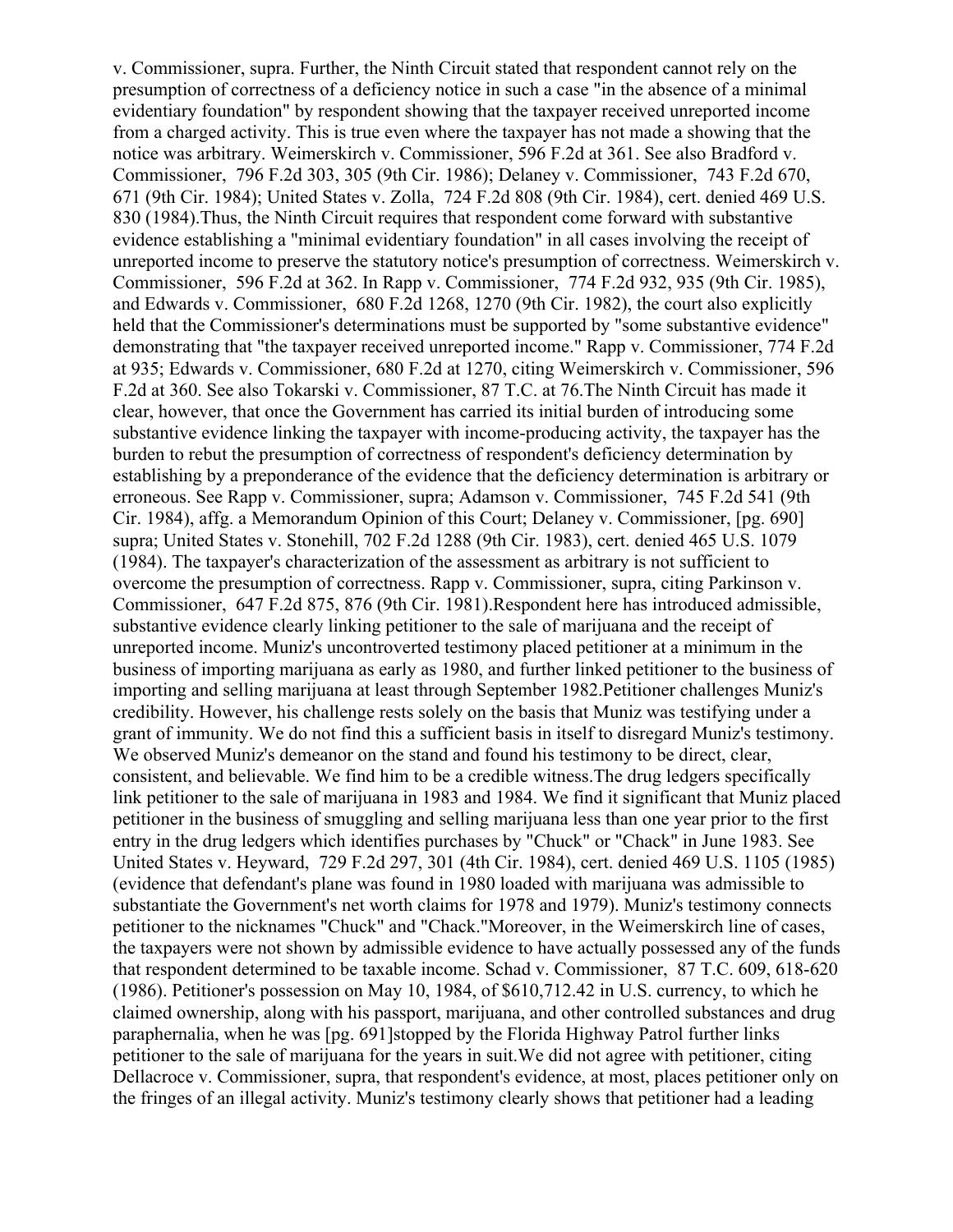v. Commissioner, supra. Further, the Ninth Circuit stated that respondent cannot rely on the presumption of correctness of a deficiency notice in such a case "in the absence of a minimal evidentiary foundation" by respondent showing that the taxpayer received unreported income from a charged activity. This is true even where the taxpayer has not made a showing that the notice was arbitrary. Weimerskirch v. Commissioner, 596 F.2d at 361. See also Bradford v. Commissioner, 796 F.2d 303, 305 (9th Cir. 1986); Delaney v. Commissioner, 743 F.2d 670, 671 (9th Cir. 1984); United States v. Zolla, 724 F.2d 808 (9th Cir. 1984), cert. denied 469 U.S. 830 (1984).Thus, the Ninth Circuit requires that respondent come forward with substantive evidence establishing a "minimal evidentiary foundation" in all cases involving the receipt of unreported income to preserve the statutory notice's presumption of correctness. Weimerskirch v. Commissioner, 596 F.2d at 362. In Rapp v. Commissioner, 774 F.2d 932, 935 (9th Cir. 1985), and Edwards v. Commissioner, 680 F.2d 1268, 1270 (9th Cir. 1982), the court also explicitly held that the Commissioner's determinations must be supported by "some substantive evidence" demonstrating that "the taxpayer received unreported income." Rapp v. Commissioner, 774 F.2d at 935; Edwards v. Commissioner, 680 F.2d at 1270, citing Weimerskirch v. Commissioner, 596 F.2d at 360. See also Tokarski v. Commissioner, 87 T.C. at 76.The Ninth Circuit has made it clear, however, that once the Government has carried its initial burden of introducing some substantive evidence linking the taxpayer with income-producing activity, the taxpayer has the burden to rebut the presumption of correctness of respondent's deficiency determination by establishing by a preponderance of the evidence that the deficiency determination is arbitrary or erroneous. See Rapp v. Commissioner, supra; Adamson v. Commissioner, 745 F.2d 541 (9th Cir. 1984), affg. a Memorandum Opinion of this Court; Delaney v. Commissioner, [pg. 690] supra; United States v. Stonehill, 702 F.2d 1288 (9th Cir. 1983), cert. denied 465 U.S. 1079 (1984). The taxpayer's characterization of the assessment as arbitrary is not sufficient to overcome the presumption of correctness. Rapp v. Commissioner, supra, citing Parkinson v. Commissioner, 647 F.2d 875, 876 (9th Cir. 1981).Respondent here has introduced admissible, substantive evidence clearly linking petitioner to the sale of marijuana and the receipt of unreported income. Muniz's uncontroverted testimony placed petitioner at a minimum in the business of importing marijuana as early as 1980, and further linked petitioner to the business of importing and selling marijuana at least through September 1982.Petitioner challenges Muniz's credibility. However, his challenge rests solely on the basis that Muniz was testifying under a grant of immunity. We do not find this a sufficient basis in itself to disregard Muniz's testimony. We observed Muniz's demeanor on the stand and found his testimony to be direct, clear, consistent, and believable. We find him to be a credible witness.The drug ledgers specifically link petitioner to the sale of marijuana in 1983 and 1984. We find it significant that Muniz placed petitioner in the business of smuggling and selling marijuana less than one year prior to the first entry in the drug ledgers which identifies purchases by "Chuck" or "Chack" in June 1983. See United States v. Heyward, 729 F.2d 297, 301 (4th Cir. 1984), cert. denied 469 U.S. 1105 (1985) (evidence that defendant's plane was found in 1980 loaded with marijuana was admissible to substantiate the Government's net worth claims for 1978 and 1979). Muniz's testimony connects petitioner to the nicknames "Chuck" and "Chack."Moreover, in the Weimerskirch line of cases, the taxpayers were not shown by admissible evidence to have actually possessed any of the funds that respondent determined to be taxable income. Schad v. Commissioner, 87 T.C. 609, 618-620 (1986). Petitioner's possession on May 10, 1984, of $610,712.42 in U.S. currency, to which he claimed ownership, along with his passport, marijuana, and other controlled substances and drug paraphernalia, when he was [pg. 691]stopped by the Florida Highway Patrol further links petitioner to the sale of marijuana for the years in suit.We did not agree with petitioner, citing Dellacroce v. Commissioner, supra, that respondent's evidence, at most, places petitioner only on the fringes of an illegal activity. Muniz's testimony clearly shows that petitioner had a leading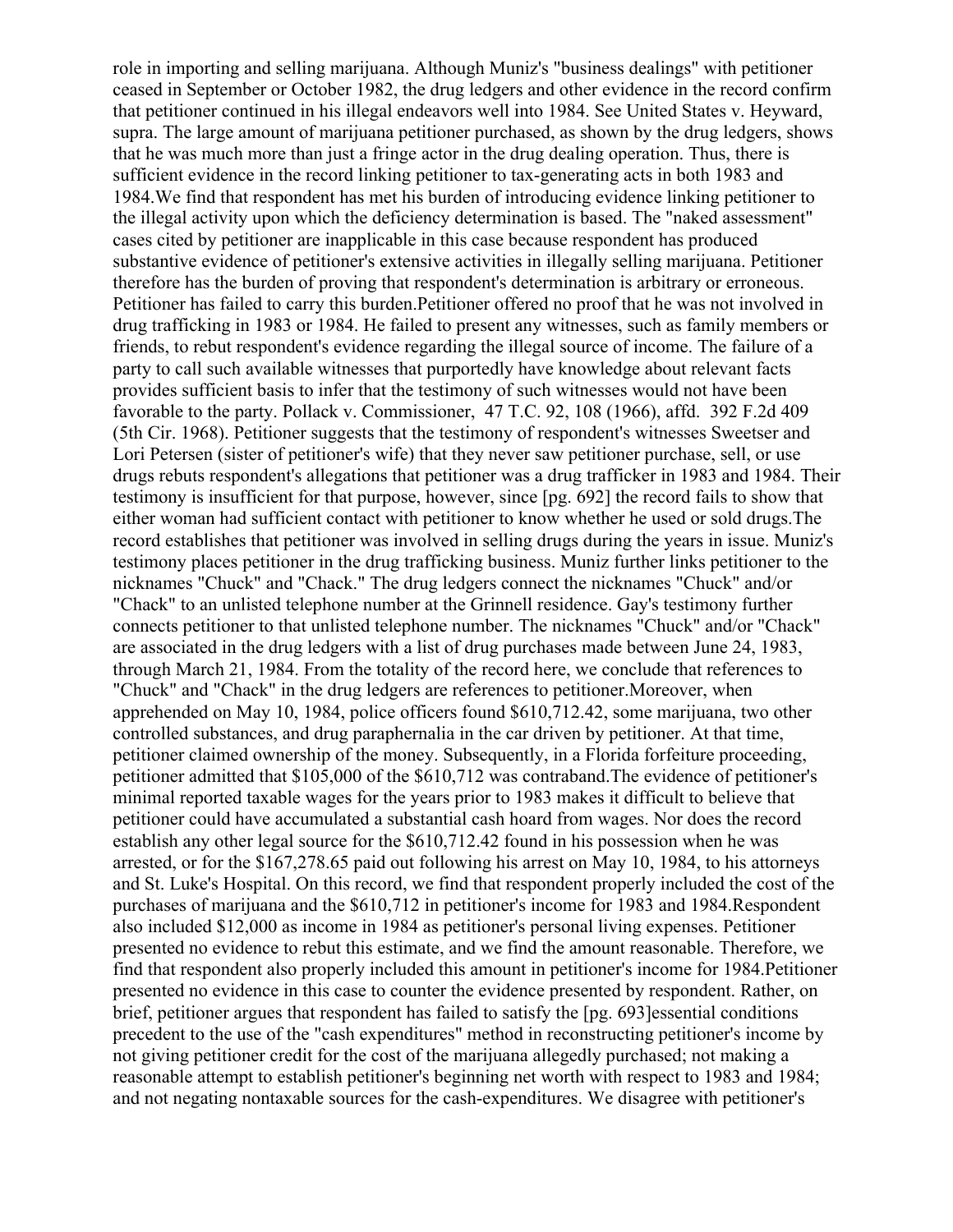role in importing and selling marijuana. Although Muniz's "business dealings" with petitioner ceased in September or October 1982, the drug ledgers and other evidence in the record confirm that petitioner continued in his illegal endeavors well into 1984. See United States v. Heyward, supra. The large amount of marijuana petitioner purchased, as shown by the drug ledgers, shows that he was much more than just a fringe actor in the drug dealing operation. Thus, there is sufficient evidence in the record linking petitioner to tax-generating acts in both 1983 and 1984.We find that respondent has met his burden of introducing evidence linking petitioner to the illegal activity upon which the deficiency determination is based. The "naked assessment" cases cited by petitioner are inapplicable in this case because respondent has produced substantive evidence of petitioner's extensive activities in illegally selling marijuana. Petitioner therefore has the burden of proving that respondent's determination is arbitrary or erroneous. Petitioner has failed to carry this burden.Petitioner offered no proof that he was not involved in drug trafficking in 1983 or 1984. He failed to present any witnesses, such as family members or friends, to rebut respondent's evidence regarding the illegal source of income. The failure of a party to call such available witnesses that purportedly have knowledge about relevant facts provides sufficient basis to infer that the testimony of such witnesses would not have been favorable to the party. Pollack v. Commissioner, 47 T.C. 92, 108 (1966), affd. 392 F.2d 409 (5th Cir. 1968). Petitioner suggests that the testimony of respondent's witnesses Sweetser and Lori Petersen (sister of petitioner's wife) that they never saw petitioner purchase, sell, or use drugs rebuts respondent's allegations that petitioner was a drug trafficker in 1983 and 1984. Their testimony is insufficient for that purpose, however, since [pg. 692] the record fails to show that either woman had sufficient contact with petitioner to know whether he used or sold drugs.The record establishes that petitioner was involved in selling drugs during the years in issue. Muniz's testimony places petitioner in the drug trafficking business. Muniz further links petitioner to the nicknames "Chuck" and "Chack." The drug ledgers connect the nicknames "Chuck" and/or "Chack" to an unlisted telephone number at the Grinnell residence. Gay's testimony further connects petitioner to that unlisted telephone number. The nicknames "Chuck" and/or "Chack" are associated in the drug ledgers with a list of drug purchases made between June 24, 1983, through March 21, 1984. From the totality of the record here, we conclude that references to "Chuck" and "Chack" in the drug ledgers are references to petitioner.Moreover, when apprehended on May 10, 1984, police officers found $610,712.42, some marijuana, two other controlled substances, and drug paraphernalia in the car driven by petitioner. At that time, petitioner claimed ownership of the money. Subsequently, in a Florida forfeiture proceeding, petitioner admitted that $105,000 of the $610,712 was contraband.The evidence of petitioner's minimal reported taxable wages for the years prior to 1983 makes it difficult to believe that petitioner could have accumulated a substantial cash hoard from wages. Nor does the record establish any other legal source for the $610,712.42 found in his possession when he was arrested, or for the $167,278.65 paid out following his arrest on May 10, 1984, to his attorneys and St. Luke's Hospital. On this record, we find that respondent properly included the cost of the purchases of marijuana and the $610,712 in petitioner's income for 1983 and 1984.Respondent also included $12,000 as income in 1984 as petitioner's personal living expenses. Petitioner presented no evidence to rebut this estimate, and we find the amount reasonable. Therefore, we find that respondent also properly included this amount in petitioner's income for 1984.Petitioner presented no evidence in this case to counter the evidence presented by respondent. Rather, on brief, petitioner argues that respondent has failed to satisfy the [pg. 693]essential conditions precedent to the use of the "cash expenditures" method in reconstructing petitioner's income by not giving petitioner credit for the cost of the marijuana allegedly purchased; not making a reasonable attempt to establish petitioner's beginning net worth with respect to 1983 and 1984; and not negating nontaxable sources for the cash-expenditures. We disagree with petitioner's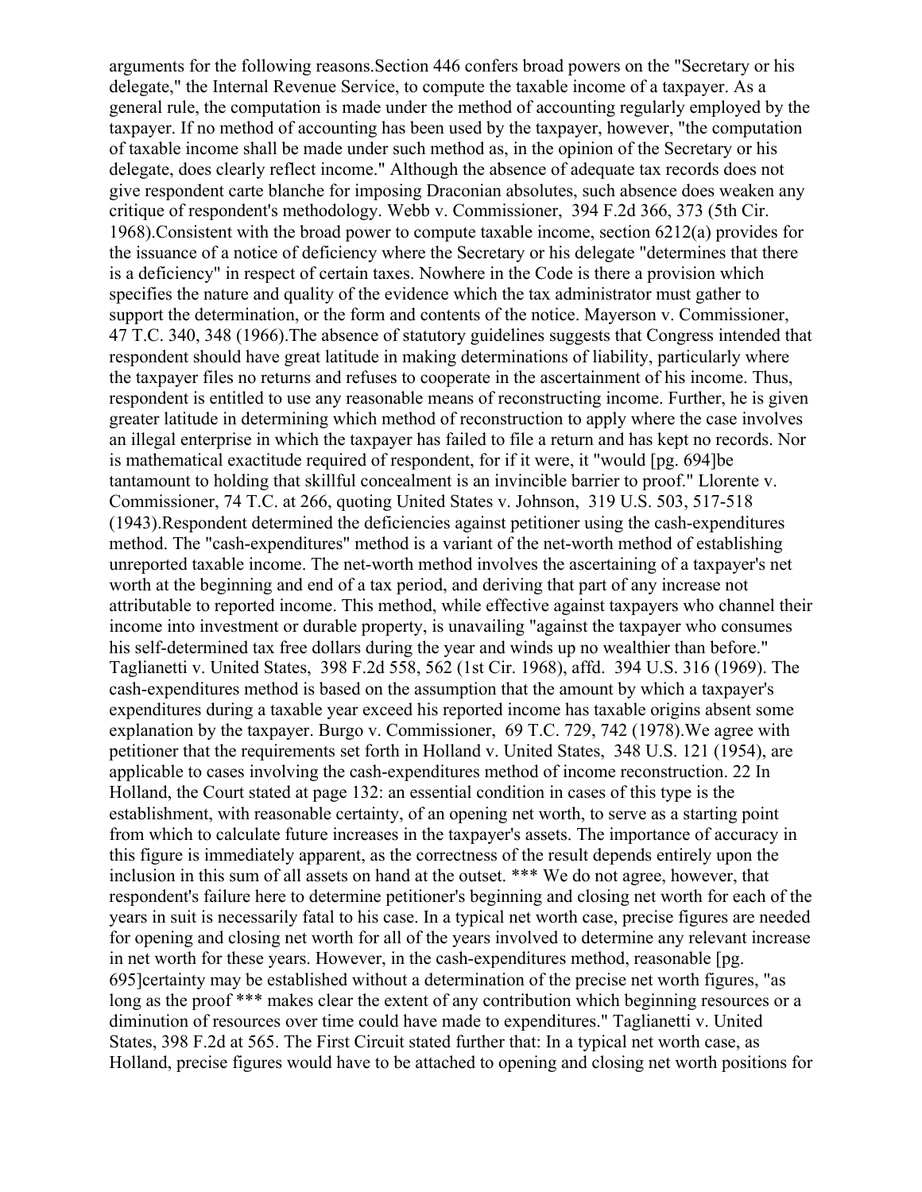arguments for the following reasons.Section 446 confers broad powers on the "Secretary or his delegate," the Internal Revenue Service, to compute the taxable income of a taxpayer. As a general rule, the computation is made under the method of accounting regularly employed by the taxpayer. If no method of accounting has been used by the taxpayer, however, "the computation of taxable income shall be made under such method as, in the opinion of the Secretary or his delegate, does clearly reflect income." Although the absence of adequate tax records does not give respondent carte blanche for imposing Draconian absolutes, such absence does weaken any critique of respondent's methodology. Webb v. Commissioner, 394 F.2d 366, 373 (5th Cir. 1968).Consistent with the broad power to compute taxable income, section 6212(a) provides for the issuance of a notice of deficiency where the Secretary or his delegate "determines that there is a deficiency" in respect of certain taxes. Nowhere in the Code is there a provision which specifies the nature and quality of the evidence which the tax administrator must gather to support the determination, or the form and contents of the notice. Mayerson v. Commissioner, 47 T.C. 340, 348 (1966).The absence of statutory guidelines suggests that Congress intended that respondent should have great latitude in making determinations of liability, particularly where the taxpayer files no returns and refuses to cooperate in the ascertainment of his income. Thus, respondent is entitled to use any reasonable means of reconstructing income. Further, he is given greater latitude in determining which method of reconstruction to apply where the case involves an illegal enterprise in which the taxpayer has failed to file a return and has kept no records. Nor is mathematical exactitude required of respondent, for if it were, it "would [pg. 694]be tantamount to holding that skillful concealment is an invincible barrier to proof." Llorente v. Commissioner, 74 T.C. at 266, quoting United States v. Johnson, 319 U.S. 503, 517-518 (1943).Respondent determined the deficiencies against petitioner using the cash-expenditures method. The "cash-expenditures" method is a variant of the net-worth method of establishing unreported taxable income. The net-worth method involves the ascertaining of a taxpayer's net worth at the beginning and end of a tax period, and deriving that part of any increase not attributable to reported income. This method, while effective against taxpayers who channel their income into investment or durable property, is unavailing "against the taxpayer who consumes his self-determined tax free dollars during the year and winds up no wealthier than before." Taglianetti v. United States, 398 F.2d 558, 562 (1st Cir. 1968), affd. 394 U.S. 316 (1969). The cash-expenditures method is based on the assumption that the amount by which a taxpayer's expenditures during a taxable year exceed his reported income has taxable origins absent some explanation by the taxpayer. Burgo v. Commissioner, 69 T.C. 729, 742 (1978).We agree with petitioner that the requirements set forth in Holland v. United States, 348 U.S. 121 (1954), are applicable to cases involving the cash-expenditures method of income reconstruction. 22 In Holland, the Court stated at page 132: an essential condition in cases of this type is the establishment, with reasonable certainty, of an opening net worth, to serve as a starting point from which to calculate future increases in the taxpayer's assets. The importance of accuracy in this figure is immediately apparent, as the correctness of the result depends entirely upon the inclusion in this sum of all assets on hand at the outset. *** We do not agree, however, that respondent's failure here to determine petitioner's beginning and closing net worth for each of the years in suit is necessarily fatal to his case. In a typical net worth case, precise figures are needed for opening and closing net worth for all of the years involved to determine any relevant increase in net worth for these years. However, in the cash-expenditures method, reasonable [pg. 695]certainty may be established without a determination of the precise net worth figures, "as long as the proof *** makes clear the extent of any contribution which beginning resources or a diminution of resources over time could have made to expenditures." Taglianetti v. United States, 398 F.2d at 565. The First Circuit stated further that: In a typical net worth case, as Holland, precise figures would have to be attached to opening and closing net worth positions for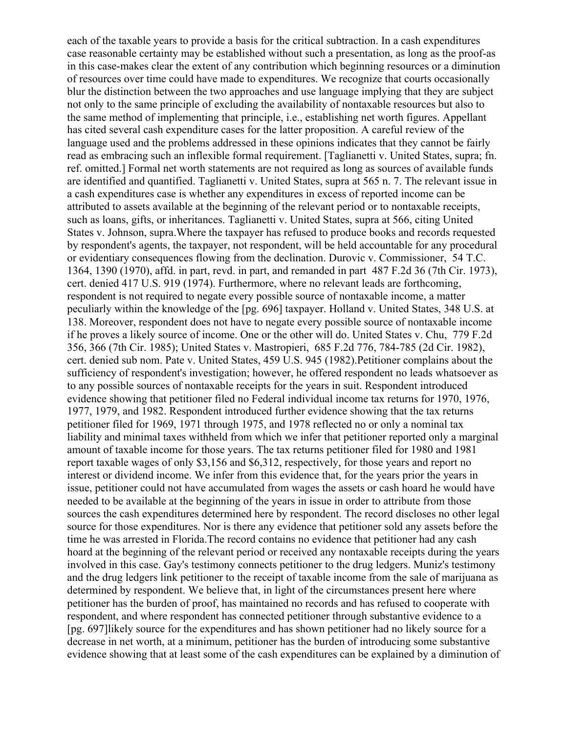each of the taxable years to provide a basis for the critical subtraction. In a cash expenditures case reasonable certainty may be established without such a presentation, as long as the proof-as in this case-makes clear the extent of any contribution which beginning resources or a diminution of resources over time could have made to expenditures. We recognize that courts occasionally blur the distinction between the two approaches and use language implying that they are subject not only to the same principle of excluding the availability of nontaxable resources but also to the same method of implementing that principle, i.e., establishing net worth figures. Appellant has cited several cash expenditure cases for the latter proposition. A careful review of the language used and the problems addressed in these opinions indicates that they cannot be fairly read as embracing such an inflexible formal requirement. [Taglianetti v. United States, supra; fn. ref. omitted.] Formal net worth statements are not required as long as sources of available funds are identified and quantified. Taglianetti v. United States, supra at 565 n. 7. The relevant issue in a cash expenditures case is whether any expenditures in excess of reported income can be attributed to assets available at the beginning of the relevant period or to nontaxable receipts, such as loans, gifts, or inheritances. Taglianetti v. United States, supra at 566, citing United States v. Johnson, supra.Where the taxpayer has refused to produce books and records requested by respondent's agents, the taxpayer, not respondent, will be held accountable for any procedural or evidentiary consequences flowing from the declination. Durovic v. Commissioner, 54 T.C. 1364, 1390 (1970), affd. in part, revd. in part, and remanded in part 487 F.2d 36 (7th Cir. 1973), cert. denied 417 U.S. 919 (1974). Furthermore, where no relevant leads are forthcoming, respondent is not required to negate every possible source of nontaxable income, a matter peculiarly within the knowledge of the [pg. 696] taxpayer. Holland v. United States, 348 U.S. at 138. Moreover, respondent does not have to negate every possible source of nontaxable income if he proves a likely source of income. One or the other will do. United States v. Chu, 779 F.2d 356, 366 (7th Cir. 1985); United States v. Mastropieri, 685 F.2d 776, 784-785 (2d Cir. 1982), cert. denied sub nom. Pate v. United States, 459 U.S. 945 (1982).Petitioner complains about the sufficiency of respondent's investigation; however, he offered respondent no leads whatsoever as to any possible sources of nontaxable receipts for the years in suit. Respondent introduced evidence showing that petitioner filed no Federal individual income tax returns for 1970, 1976, 1977, 1979, and 1982. Respondent introduced further evidence showing that the tax returns petitioner filed for 1969, 1971 through 1975, and 1978 reflected no or only a nominal tax liability and minimal taxes withheld from which we infer that petitioner reported only a marginal amount of taxable income for those years. The tax returns petitioner filed for 1980 and 1981 report taxable wages of only $3,156 and $6,312, respectively, for those years and report no interest or dividend income. We infer from this evidence that, for the years prior the years in issue, petitioner could not have accumulated from wages the assets or cash hoard he would have needed to be available at the beginning of the years in issue in order to attribute from those sources the cash expenditures determined here by respondent. The record discloses no other legal source for those expenditures. Nor is there any evidence that petitioner sold any assets before the time he was arrested in Florida.The record contains no evidence that petitioner had any cash hoard at the beginning of the relevant period or received any nontaxable receipts during the years involved in this case. Gay's testimony connects petitioner to the drug ledgers. Muniz's testimony and the drug ledgers link petitioner to the receipt of taxable income from the sale of marijuana as determined by respondent. We believe that, in light of the circumstances present here where petitioner has the burden of proof, has maintained no records and has refused to cooperate with respondent, and where respondent has connected petitioner through substantive evidence to a [pg. 697]likely source for the expenditures and has shown petitioner had no likely source for a decrease in net worth, at a minimum, petitioner has the burden of introducing some substantive evidence showing that at least some of the cash expenditures can be explained by a diminution of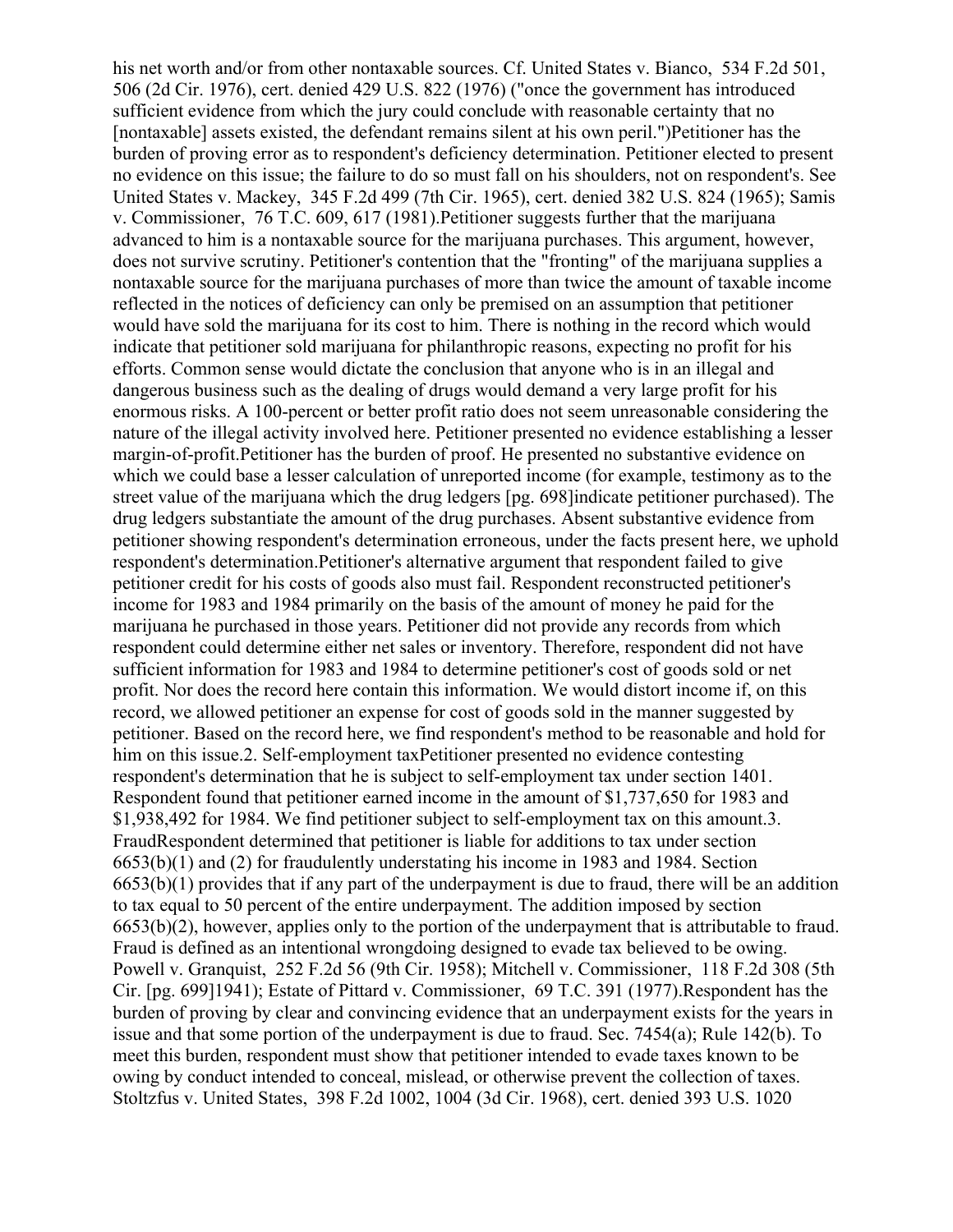his net worth and/or from other nontaxable sources. Cf. United States v. Bianco, 534 F.2d 501, 506 (2d Cir. 1976), cert. denied 429 U.S. 822 (1976) ("once the government has introduced sufficient evidence from which the jury could conclude with reasonable certainty that no [nontaxable] assets existed, the defendant remains silent at his own peril.")

Petitioner has the burden of proving error as to respondent's deficiency determination. Petitioner elected to present no evidence on this issue; the failure to do so must fall on his shoulders, not on respondent's. See United States v. Mackey, 345 F.2d 499 (7th Cir. 1965), cert. denied 382 U.S. 824 (1965); Samis v. Commissioner, 76 T.C. 609, 617 (1981).

Petitioner suggests further that the marijuana advanced to him is a nontaxable source for the marijuana purchases. This argument, however, does not survive scrutiny. Petitioner's contention that the "fronting" of the marijuana supplies a nontaxable source for the marijuana purchases of more than twice the amount of taxable income reflected in the notices of deficiency can only be premised on an assumption that petitioner would have sold the marijuana for its cost to him. There is nothing in the record which would indicate that petitioner sold marijuana for philanthropic reasons, expecting no profit for his efforts. Common sense would dictate the conclusion that anyone who is in an illegal and dangerous business such as the dealing of drugs would demand a very large profit for his enormous risks. A 100-percent or better profit ratio does not seem unreasonable considering the nature of the illegal activity involved here. Petitioner presented no evidence establishing a lesser margin-of-profit.

Petitioner has the burden of proof. He presented no substantive evidence on which we could base a lesser calculation of unreported income (for example, testimony as to the street value of the marijuana which the drug ledgers [pg. 698]indicate petitioner purchased). The drug ledgers substantiate the amount of the drug purchases. Absent substantive evidence from petitioner showing respondent's determination erroneous, under the facts present here, we uphold respondent's determination.

Petitioner's alternative argument that respondent failed to give petitioner credit for his costs of goods also must fail. Respondent reconstructed petitioner's income for 1983 and 1984 primarily on the basis of the amount of money he paid for the marijuana he purchased in those years. Petitioner did not provide any records from which respondent could determine either net sales or inventory. Therefore, respondent did not have sufficient information for 1983 and 1984 to determine petitioner's cost of goods sold or net profit. Nor does the record here contain this information. We would distort income if, on this record, we allowed petitioner an expense for cost of goods sold in the manner suggested by petitioner. Based on the record here, we find respondent's method to be reasonable and hold for him on this issue.

## 2. Self-employment tax

Petitioner presented no evidence contesting respondent's determination that he is subject to self-employment tax under section 1401. Respondent found that petitioner earned income in the amount of $1,737,650 for 1983 and $1,938,492 for 1984. We find petitioner subject to self-employment tax on this amount.

## 3. Fraud

Respondent determined that petitioner is liable for additions to tax under section 6653(b)(1) and (2) for fraudulently understating his income in 1983 and 1984. Section 6653(b)(1) provides that if any part of the underpayment is due to fraud, there will be an addition to tax equal to 50 percent of the entire underpayment. The addition imposed by section 6653(b)(2), however, applies only to the portion of the underpayment that is attributable to fraud. Fraud is defined as an intentional wrongdoing designed to evade tax believed to be owing. Powell v. Granquist, 252 F.2d 56 (9th Cir. 1958); Mitchell v. Commissioner, 118 F.2d 308 (5th Cir. [pg. 699]1941); Estate of Pittard v. Commissioner, 69 T.C. 391 (1977).

Respondent has the burden of proving by clear and convincing evidence that an underpayment exists for the years in issue and that some portion of the underpayment is due to fraud. Sec. 7454(a); Rule 142(b). To meet this burden, respondent must show that petitioner intended to evade taxes known to be owing by conduct intended to conceal, mislead, or otherwise prevent the collection of taxes. Stoltzfus v. United States, 398 F.2d 1002, 1004 (3d Cir. 1968), cert. denied 393 U.S. 1020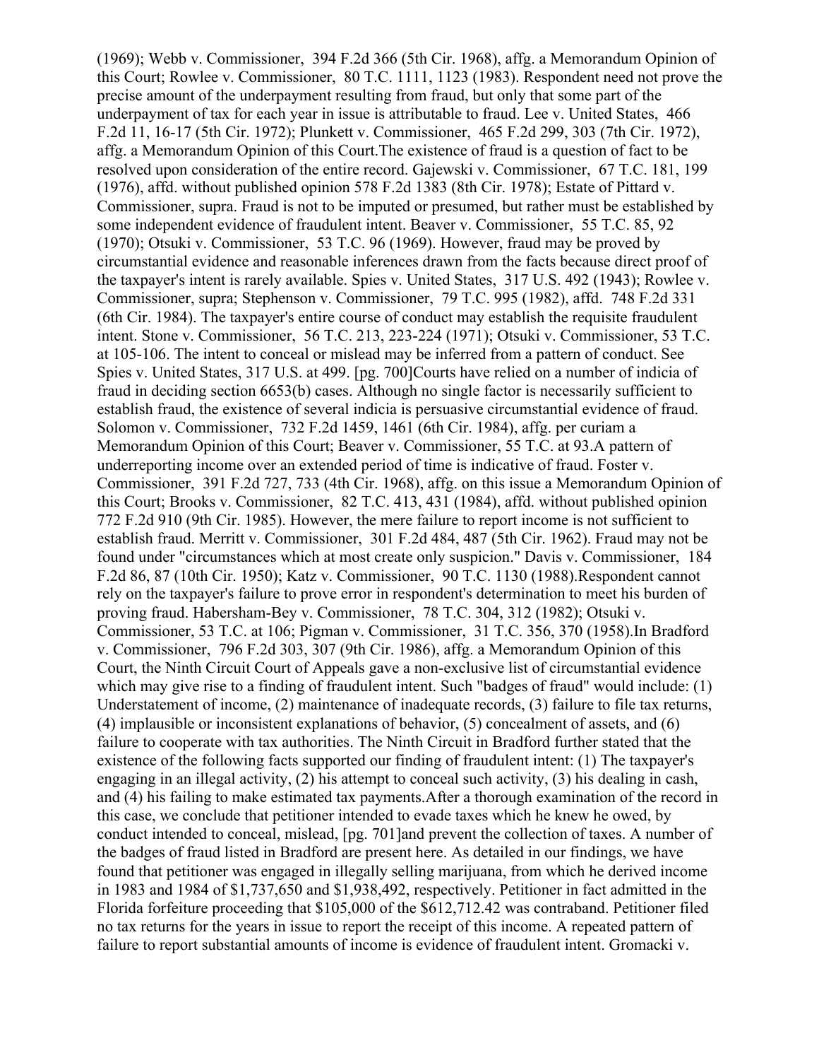(1969); Webb v. Commissioner, 394 F.2d 366 (5th Cir. 1968), affg. a Memorandum Opinion of this Court; Rowlee v. Commissioner, 80 T.C. 1111, 1123 (1983). Respondent need not prove the precise amount of the underpayment resulting from fraud, but only that some part of the underpayment of tax for each year in issue is attributable to fraud. Lee v. United States, 466 F.2d 11, 16-17 (5th Cir. 1972); Plunkett v. Commissioner, 465 F.2d 299, 303 (7th Cir. 1972), affg. a Memorandum Opinion of this Court.The existence of fraud is a question of fact to be resolved upon consideration of the entire record. Gajewski v. Commissioner, 67 T.C. 181, 199 (1976), affd. without published opinion 578 F.2d 1383 (8th Cir. 1978); Estate of Pittard v. Commissioner, supra. Fraud is not to be imputed or presumed, but rather must be established by some independent evidence of fraudulent intent. Beaver v. Commissioner, 55 T.C. 85, 92 (1970); Otsuki v. Commissioner, 53 T.C. 96 (1969). However, fraud may be proved by circumstantial evidence and reasonable inferences drawn from the facts because direct proof of the taxpayer's intent is rarely available. Spies v. United States, 317 U.S. 492 (1943); Rowlee v. Commissioner, supra; Stephenson v. Commissioner, 79 T.C. 995 (1982), affd. 748 F.2d 331 (6th Cir. 1984). The taxpayer's entire course of conduct may establish the requisite fraudulent intent. Stone v. Commissioner, 56 T.C. 213, 223-224 (1971); Otsuki v. Commissioner, 53 T.C. at 105-106. The intent to conceal or mislead may be inferred from a pattern of conduct. See Spies v. United States, 317 U.S. at 499. [pg. 700]Courts have relied on a number of indicia of fraud in deciding section 6653(b) cases. Although no single factor is necessarily sufficient to establish fraud, the existence of several indicia is persuasive circumstantial evidence of fraud. Solomon v. Commissioner, 732 F.2d 1459, 1461 (6th Cir. 1984), affg. per curiam a Memorandum Opinion of this Court; Beaver v. Commissioner, 55 T.C. at 93.A pattern of underreporting income over an extended period of time is indicative of fraud. Foster v. Commissioner, 391 F.2d 727, 733 (4th Cir. 1968), affg. on this issue a Memorandum Opinion of this Court; Brooks v. Commissioner, 82 T.C. 413, 431 (1984), affd. without published opinion 772 F.2d 910 (9th Cir. 1985). However, the mere failure to report income is not sufficient to establish fraud. Merritt v. Commissioner, 301 F.2d 484, 487 (5th Cir. 1962). Fraud may not be found under "circumstances which at most create only suspicion." Davis v. Commissioner, 184 F.2d 86, 87 (10th Cir. 1950); Katz v. Commissioner, 90 T.C. 1130 (1988).Respondent cannot rely on the taxpayer's failure to prove error in respondent's determination to meet his burden of proving fraud. Habersham-Bey v. Commissioner, 78 T.C. 304, 312 (1982); Otsuki v. Commissioner, 53 T.C. at 106; Pigman v. Commissioner, 31 T.C. 356, 370 (1958).In Bradford v. Commissioner, 796 F.2d 303, 307 (9th Cir. 1986), affg. a Memorandum Opinion of this Court, the Ninth Circuit Court of Appeals gave a non-exclusive list of circumstantial evidence which may give rise to a finding of fraudulent intent. Such "badges of fraud" would include: (1) Understatement of income, (2) maintenance of inadequate records, (3) failure to file tax returns, (4) implausible or inconsistent explanations of behavior, (5) concealment of assets, and (6) failure to cooperate with tax authorities. The Ninth Circuit in Bradford further stated that the existence of the following facts supported our finding of fraudulent intent: (1) The taxpayer's engaging in an illegal activity, (2) his attempt to conceal such activity, (3) his dealing in cash, and (4) his failing to make estimated tax payments.After a thorough examination of the record in this case, we conclude that petitioner intended to evade taxes which he knew he owed, by conduct intended to conceal, mislead, [pg. 701]and prevent the collection of taxes. A number of the badges of fraud listed in Bradford are present here. As detailed in our findings, we have found that petitioner was engaged in illegally selling marijuana, from which he derived income in 1983 and 1984 of $1,737,650 and $1,938,492, respectively. Petitioner in fact admitted in the Florida forfeiture proceeding that $105,000 of the $612,712.42 was contraband. Petitioner filed no tax returns for the years in issue to report the receipt of this income. A repeated pattern of failure to report substantial amounts of income is evidence of fraudulent intent. Gromacki v.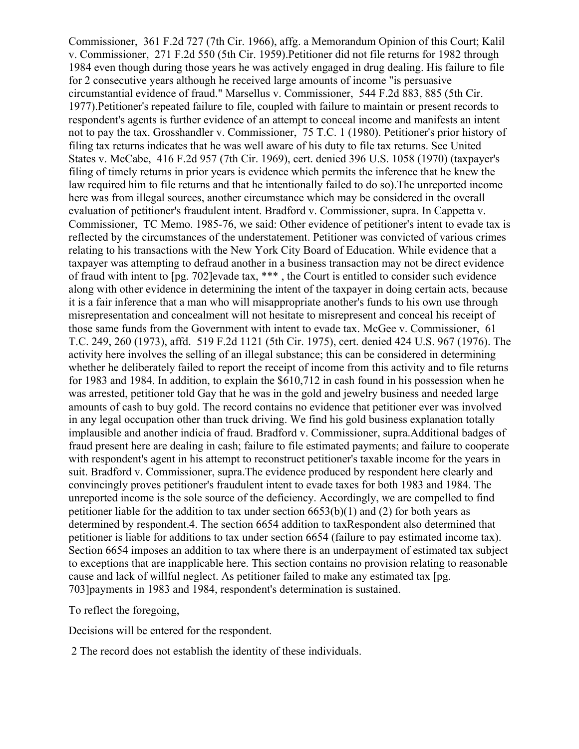Commissioner, 361 F.2d 727 (7th Cir. 1966), affg. a Memorandum Opinion of this Court; Kalil v. Commissioner, 271 F.2d 550 (5th Cir. 1959).Petitioner did not file returns for 1982 through 1984 even though during those years he was actively engaged in drug dealing. His failure to file for 2 consecutive years although he received large amounts of income "is persuasive circumstantial evidence of fraud." Marsellus v. Commissioner, 544 F.2d 883, 885 (5th Cir. 1977).Petitioner's repeated failure to file, coupled with failure to maintain or present records to respondent's agents is further evidence of an attempt to conceal income and manifests an intent not to pay the tax. Grosshandler v. Commissioner, 75 T.C. 1 (1980). Petitioner's prior history of filing tax returns indicates that he was well aware of his duty to file tax returns. See United States v. McCabe, 416 F.2d 957 (7th Cir. 1969), cert. denied 396 U.S. 1058 (1970) (taxpayer's filing of timely returns in prior years is evidence which permits the inference that he knew the law required him to file returns and that he intentionally failed to do so).The unreported income here was from illegal sources, another circumstance which may be considered in the overall evaluation of petitioner's fraudulent intent. Bradford v. Commissioner, supra. In Cappetta v. Commissioner, TC Memo. 1985-76, we said: Other evidence of petitioner's intent to evade tax is reflected by the circumstances of the understatement. Petitioner was convicted of various crimes relating to his transactions with the New York City Board of Education. While evidence that a taxpayer was attempting to defraud another in a business transaction may not be direct evidence of fraud with intent to [pg. 702]evade tax, *** , the Court is entitled to consider such evidence along with other evidence in determining the intent of the taxpayer in doing certain acts, because it is a fair inference that a man who will misappropriate another's funds to his own use through misrepresentation and concealment will not hesitate to misrepresent and conceal his receipt of those same funds from the Government with intent to evade tax. McGee v. Commissioner, 61 T.C. 249, 260 (1973), affd. 519 F.2d 1121 (5th Cir. 1975), cert. denied 424 U.S. 967 (1976). The activity here involves the selling of an illegal substance; this can be considered in determining whether he deliberately failed to report the receipt of income from this activity and to file returns for 1983 and 1984. In addition, to explain the $610,712 in cash found in his possession when he was arrested, petitioner told Gay that he was in the gold and jewelry business and needed large amounts of cash to buy gold. The record contains no evidence that petitioner ever was involved in any legal occupation other than truck driving. We find his gold business explanation totally implausible and another indicia of fraud. Bradford v. Commissioner, supra.Additional badges of fraud present here are dealing in cash; failure to file estimated payments; and failure to cooperate with respondent's agent in his attempt to reconstruct petitioner's taxable income for the years in suit. Bradford v. Commissioner, supra.The evidence produced by respondent here clearly and convincingly proves petitioner's fraudulent intent to evade taxes for both 1983 and 1984. The unreported income is the sole source of the deficiency. Accordingly, we are compelled to find petitioner liable for the addition to tax under section 6653(b)(1) and (2) for both years as determined by respondent.4. The section 6654 addition to taxRespondent also determined that petitioner is liable for additions to tax under section 6654 (failure to pay estimated income tax). Section 6654 imposes an addition to tax where there is an underpayment of estimated tax subject to exceptions that are inapplicable here. This section contains no provision relating to reasonable cause and lack of willful neglect. As petitioner failed to make any estimated tax [pg. 703]payments in 1983 and 1984, respondent's determination is sustained.

To reflect the foregoing,

Decisions will be entered for the respondent.

2 The record does not establish the identity of these individuals.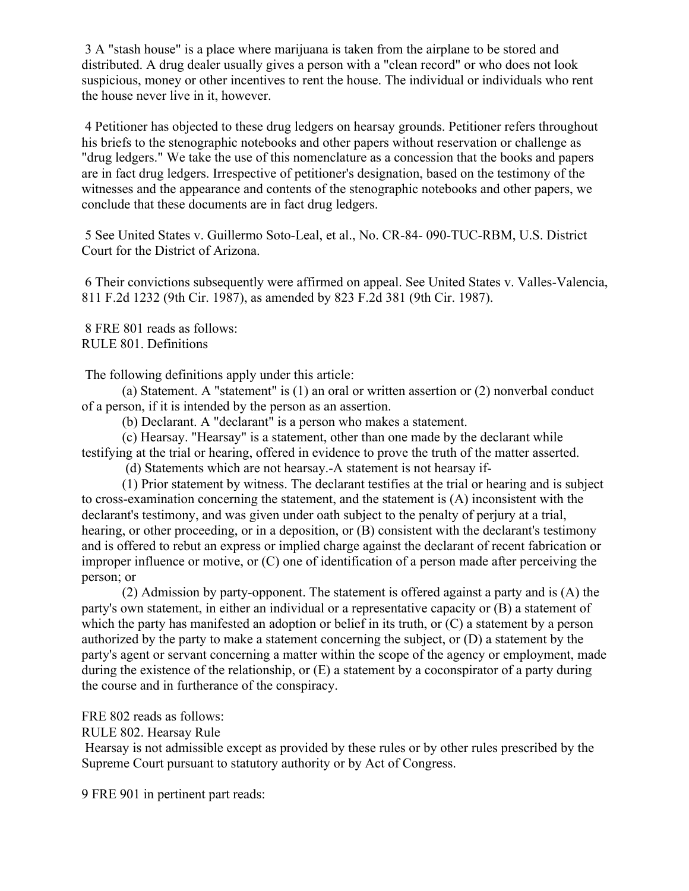3 A "stash house" is a place where marijuana is taken from the airplane to be stored and distributed. A drug dealer usually gives a person with a "clean record" or who does not look suspicious, money or other incentives to rent the house. The individual or individuals who rent the house never live in it, however.

4 Petitioner has objected to these drug ledgers on hearsay grounds. Petitioner refers throughout his briefs to the stenographic notebooks and other papers without reservation or challenge as "drug ledgers." We take the use of this nomenclature as a concession that the books and papers are in fact drug ledgers. Irrespective of petitioner's designation, based on the testimony of the witnesses and the appearance and contents of the stenographic notebooks and other papers, we conclude that these documents are in fact drug ledgers.

5 See United States v. Guillermo Soto-Leal, et al., No. CR-84- 090-TUC-RBM, U.S. District Court for the District of Arizona.

6 Their convictions subsequently were affirmed on appeal. See United States v. Valles-Valencia, 811 F.2d 1232 (9th Cir. 1987), as amended by 823 F.2d 381 (9th Cir. 1987).

8 FRE 801 reads as follows:
RULE 801. Definitions

The following definitions apply under this article:

(a) Statement. A "statement" is (1) an oral or written assertion or (2) nonverbal conduct of a person, if it is intended by the person as an assertion.

(b) Declarant. A "declarant" is a person who makes a statement.

(c) Hearsay. "Hearsay" is a statement, other than one made by the declarant while testifying at the trial or hearing, offered in evidence to prove the truth of the matter asserted.

(d) Statements which are not hearsay.-A statement is not hearsay if-

(1) Prior statement by witness. The declarant testifies at the trial or hearing and is subject to cross-examination concerning the statement, and the statement is (A) inconsistent with the declarant's testimony, and was given under oath subject to the penalty of perjury at a trial, hearing, or other proceeding, or in a deposition, or (B) consistent with the declarant's testimony and is offered to rebut an express or implied charge against the declarant of recent fabrication or improper influence or motive, or (C) one of identification of a person made after perceiving the person; or

(2) Admission by party-opponent. The statement is offered against a party and is (A) the party's own statement, in either an individual or a representative capacity or (B) a statement of which the party has manifested an adoption or belief in its truth, or (C) a statement by a person authorized by the party to make a statement concerning the subject, or (D) a statement by the party's agent or servant concerning a matter within the scope of the agency or employment, made during the existence of the relationship, or (E) a statement by a coconspirator of a party during the course and in furtherance of the conspiracy.

FRE 802 reads as follows:
RULE 802. Hearsay Rule

Hearsay is not admissible except as provided by these rules or by other rules prescribed by the Supreme Court pursuant to statutory authority or by Act of Congress.

9 FRE 901 in pertinent part reads: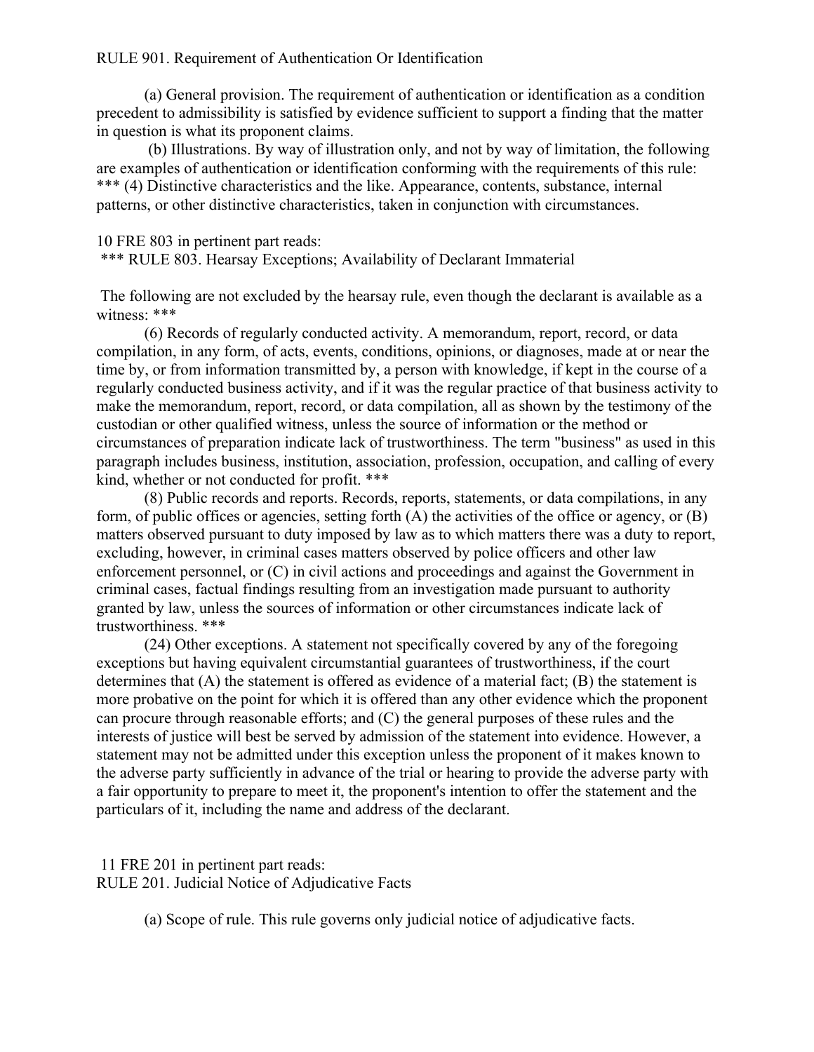RULE 901. Requirement of Authentication Or Identification

(a) General provision. The requirement of authentication or identification as a condition precedent to admissibility is satisfied by evidence sufficient to support a finding that the matter in question is what its proponent claims.

(b) Illustrations. By way of illustration only, and not by way of limitation, the following are examples of authentication or identification conforming with the requirements of this rule: *** (4) Distinctive characteristics and the like. Appearance, contents, substance, internal patterns, or other distinctive characteristics, taken in conjunction with circumstances.

10 FRE 803 in pertinent part reads:
*** RULE 803. Hearsay Exceptions; Availability of Declarant Immaterial

The following are not excluded by the hearsay rule, even though the declarant is available as a witness: ***

(6) Records of regularly conducted activity. A memorandum, report, record, or data compilation, in any form, of acts, events, conditions, opinions, or diagnoses, made at or near the time by, or from information transmitted by, a person with knowledge, if kept in the course of a regularly conducted business activity, and if it was the regular practice of that business activity to make the memorandum, report, record, or data compilation, all as shown by the testimony of the custodian or other qualified witness, unless the source of information or the method or circumstances of preparation indicate lack of trustworthiness. The term "business" as used in this paragraph includes business, institution, association, profession, occupation, and calling of every kind, whether or not conducted for profit. ***

(8) Public records and reports. Records, reports, statements, or data compilations, in any form, of public offices or agencies, setting forth (A) the activities of the office or agency, or (B) matters observed pursuant to duty imposed by law as to which matters there was a duty to report, excluding, however, in criminal cases matters observed by police officers and other law enforcement personnel, or (C) in civil actions and proceedings and against the Government in criminal cases, factual findings resulting from an investigation made pursuant to authority granted by law, unless the sources of information or other circumstances indicate lack of trustworthiness. ***

(24) Other exceptions. A statement not specifically covered by any of the foregoing exceptions but having equivalent circumstantial guarantees of trustworthiness, if the court determines that (A) the statement is offered as evidence of a material fact; (B) the statement is more probative on the point for which it is offered than any other evidence which the proponent can procure through reasonable efforts; and (C) the general purposes of these rules and the interests of justice will best be served by admission of the statement into evidence. However, a statement may not be admitted under this exception unless the proponent of it makes known to the adverse party sufficiently in advance of the trial or hearing to provide the adverse party with a fair opportunity to prepare to meet it, the proponent's intention to offer the statement and the particulars of it, including the name and address of the declarant.

11 FRE 201 in pertinent part reads:
RULE 201. Judicial Notice of Adjudicative Facts

(a) Scope of rule. This rule governs only judicial notice of adjudicative facts.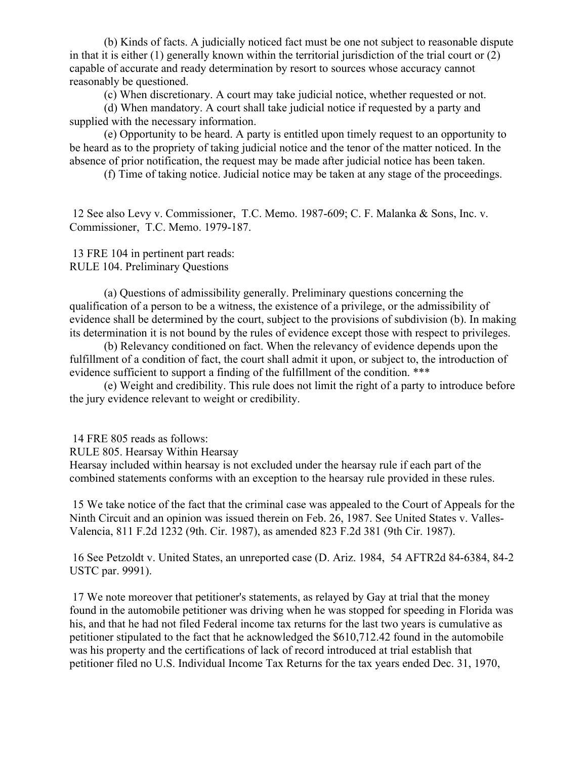(b) Kinds of facts. A judicially noticed fact must be one not subject to reasonable dispute in that it is either (1) generally known within the territorial jurisdiction of the trial court or (2) capable of accurate and ready determination by resort to sources whose accuracy cannot reasonably be questioned.

(c) When discretionary. A court may take judicial notice, whether requested or not.

(d) When mandatory. A court shall take judicial notice if requested by a party and supplied with the necessary information.

(e) Opportunity to be heard. A party is entitled upon timely request to an opportunity to be heard as to the propriety of taking judicial notice and the tenor of the matter noticed. In the absence of prior notification, the request may be made after judicial notice has been taken.

(f) Time of taking notice. Judicial notice may be taken at any stage of the proceedings.

12 See also Levy v. Commissioner, T.C. Memo. 1987-609; C. F. Malanka & Sons, Inc. v. Commissioner, T.C. Memo. 1979-187.

13 FRE 104 in pertinent part reads:
RULE 104. Preliminary Questions

(a) Questions of admissibility generally. Preliminary questions concerning the qualification of a person to be a witness, the existence of a privilege, or the admissibility of evidence shall be determined by the court, subject to the provisions of subdivision (b). In making its determination it is not bound by the rules of evidence except those with respect to privileges.

(b) Relevancy conditioned on fact. When the relevancy of evidence depends upon the fulfillment of a condition of fact, the court shall admit it upon, or subject to, the introduction of evidence sufficient to support a finding of the fulfillment of the condition. ***

(e) Weight and credibility. This rule does not limit the right of a party to introduce before the jury evidence relevant to weight or credibility.

14 FRE 805 reads as follows:
RULE 805. Hearsay Within Hearsay
Hearsay included within hearsay is not excluded under the hearsay rule if each part of the combined statements conforms with an exception to the hearsay rule provided in these rules.

15 We take notice of the fact that the criminal case was appealed to the Court of Appeals for the Ninth Circuit and an opinion was issued therein on Feb. 26, 1987. See United States v. Valles-Valencia, 811 F.2d 1232 (9th. Cir. 1987), as amended 823 F.2d 381 (9th Cir. 1987).

16 See Petzoldt v. United States, an unreported case (D. Ariz. 1984, 54 AFTR2d 84-6384, 84-2 USTC par. 9991).

17 We note moreover that petitioner's statements, as relayed by Gay at trial that the money found in the automobile petitioner was driving when he was stopped for speeding in Florida was his, and that he had not filed Federal income tax returns for the last two years is cumulative as petitioner stipulated to the fact that he acknowledged the $610,712.42 found in the automobile was his property and the certifications of lack of record introduced at trial establish that petitioner filed no U.S. Individual Income Tax Returns for the tax years ended Dec. 31, 1970,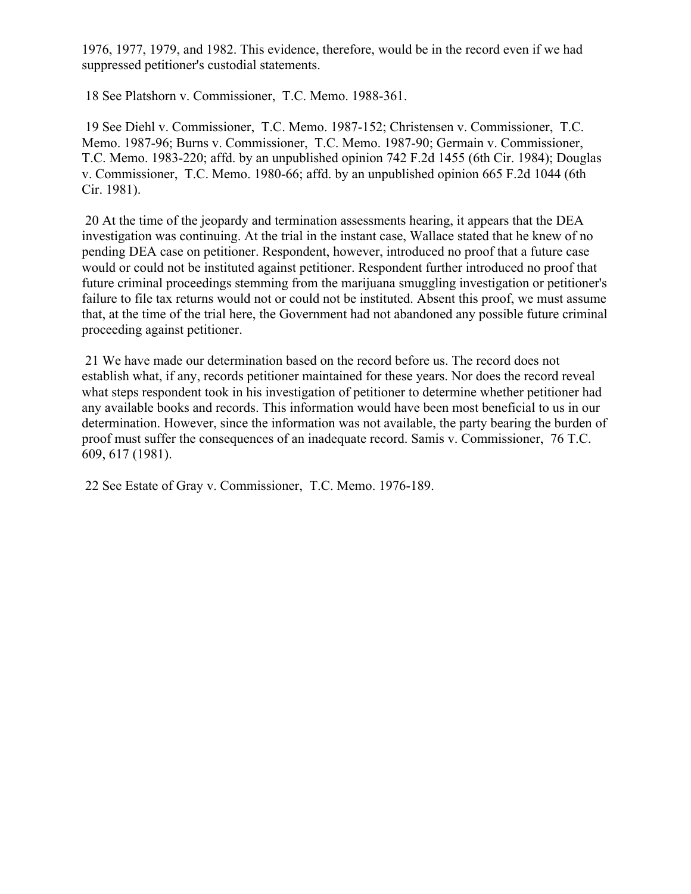1976, 1977, 1979, and 1982. This evidence, therefore, would be in the record even if we had suppressed petitioner's custodial statements.

18 See Platshorn v. Commissioner, T.C. Memo. 1988-361.

19 See Diehl v. Commissioner, T.C. Memo. 1987-152; Christensen v. Commissioner, T.C. Memo. 1987-96; Burns v. Commissioner, T.C. Memo. 1987-90; Germain v. Commissioner, T.C. Memo. 1983-220; affd. by an unpublished opinion 742 F.2d 1455 (6th Cir. 1984); Douglas v. Commissioner, T.C. Memo. 1980-66; affd. by an unpublished opinion 665 F.2d 1044 (6th Cir. 1981).

20 At the time of the jeopardy and termination assessments hearing, it appears that the DEA investigation was continuing. At the trial in the instant case, Wallace stated that he knew of no pending DEA case on petitioner. Respondent, however, introduced no proof that a future case would or could not be instituted against petitioner. Respondent further introduced no proof that future criminal proceedings stemming from the marijuana smuggling investigation or petitioner's failure to file tax returns would not or could not be instituted. Absent this proof, we must assume that, at the time of the trial here, the Government had not abandoned any possible future criminal proceeding against petitioner.

21 We have made our determination based on the record before us. The record does not establish what, if any, records petitioner maintained for these years. Nor does the record reveal what steps respondent took in his investigation of petitioner to determine whether petitioner had any available books and records. This information would have been most beneficial to us in our determination. However, since the information was not available, the party bearing the burden of proof must suffer the consequences of an inadequate record. Samis v. Commissioner, 76 T.C. 609, 617 (1981).

22 See Estate of Gray v. Commissioner, T.C. Memo. 1976-189.